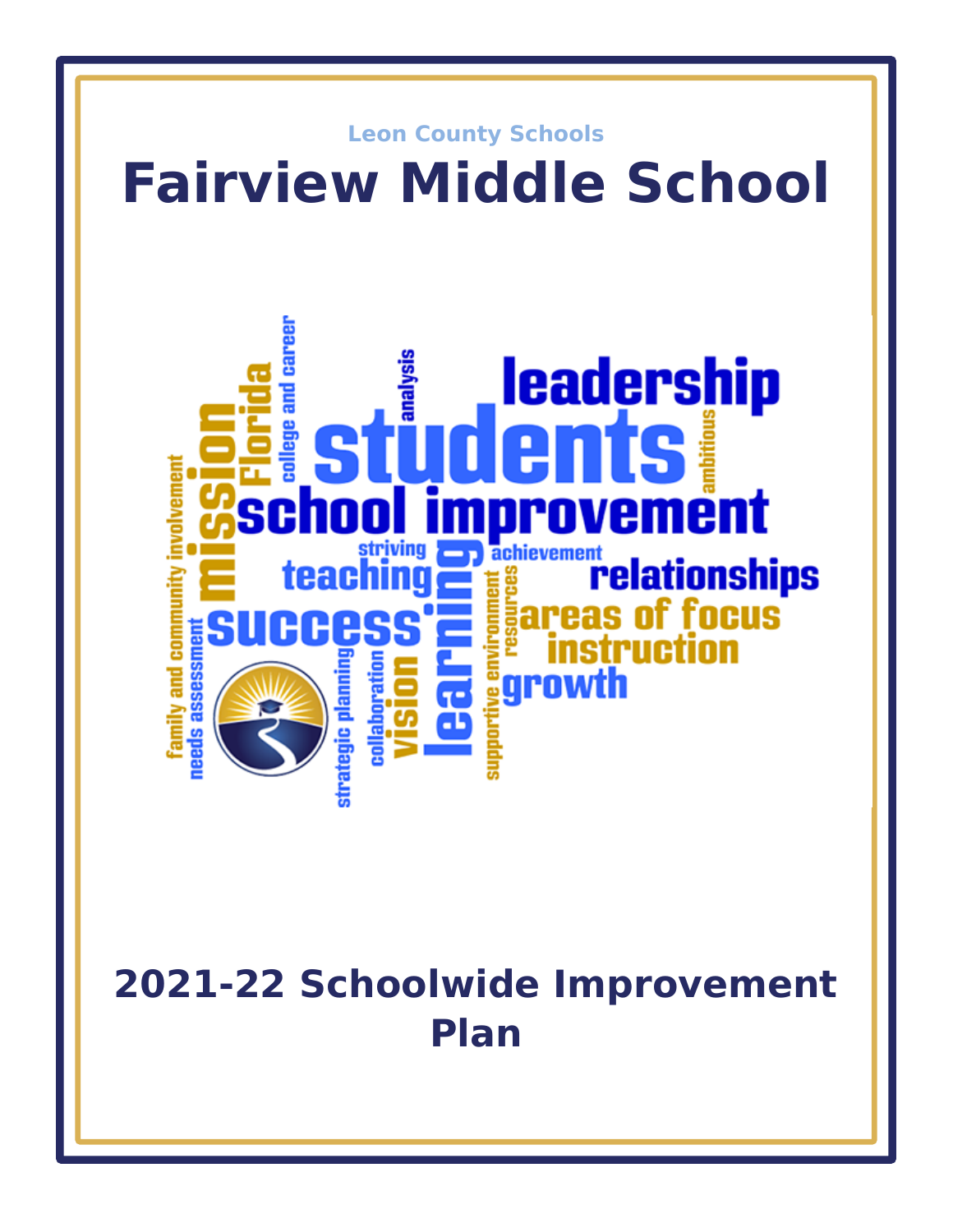Leon County Schools

# Fairview Middle School

## 2021-22 Schoolwide Improvement Plan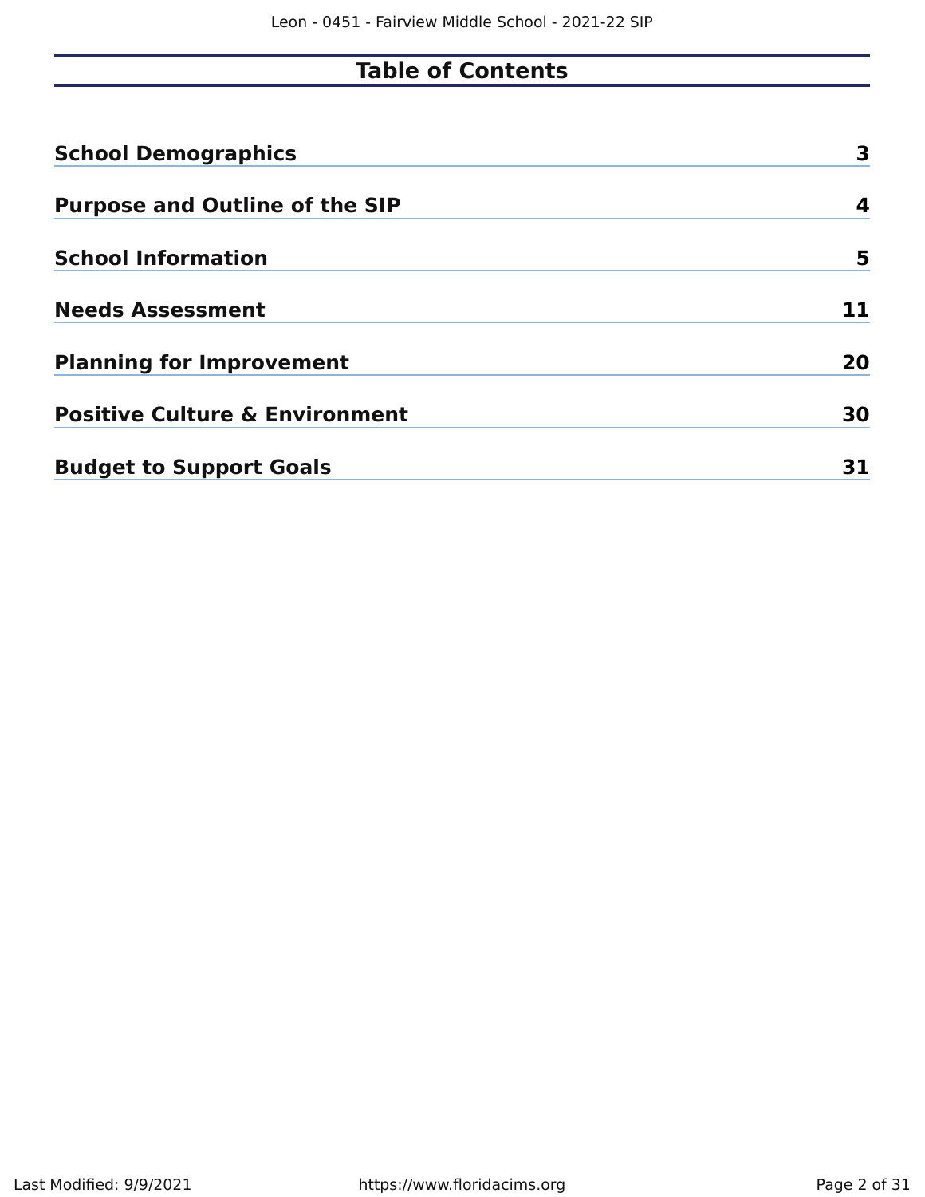# Table of Contents

| | |
|---|---|
| **School Demographics** | **3** |
| **Purpose and Outline of the SIP** | **4** |
| **School Information** | **5** |
| **Needs Assessment** | **11** |
| **Planning for Improvement** | **20** |
| **Positive Culture & Environment** | **30** |
| **Budget to Support Goals** | **31** |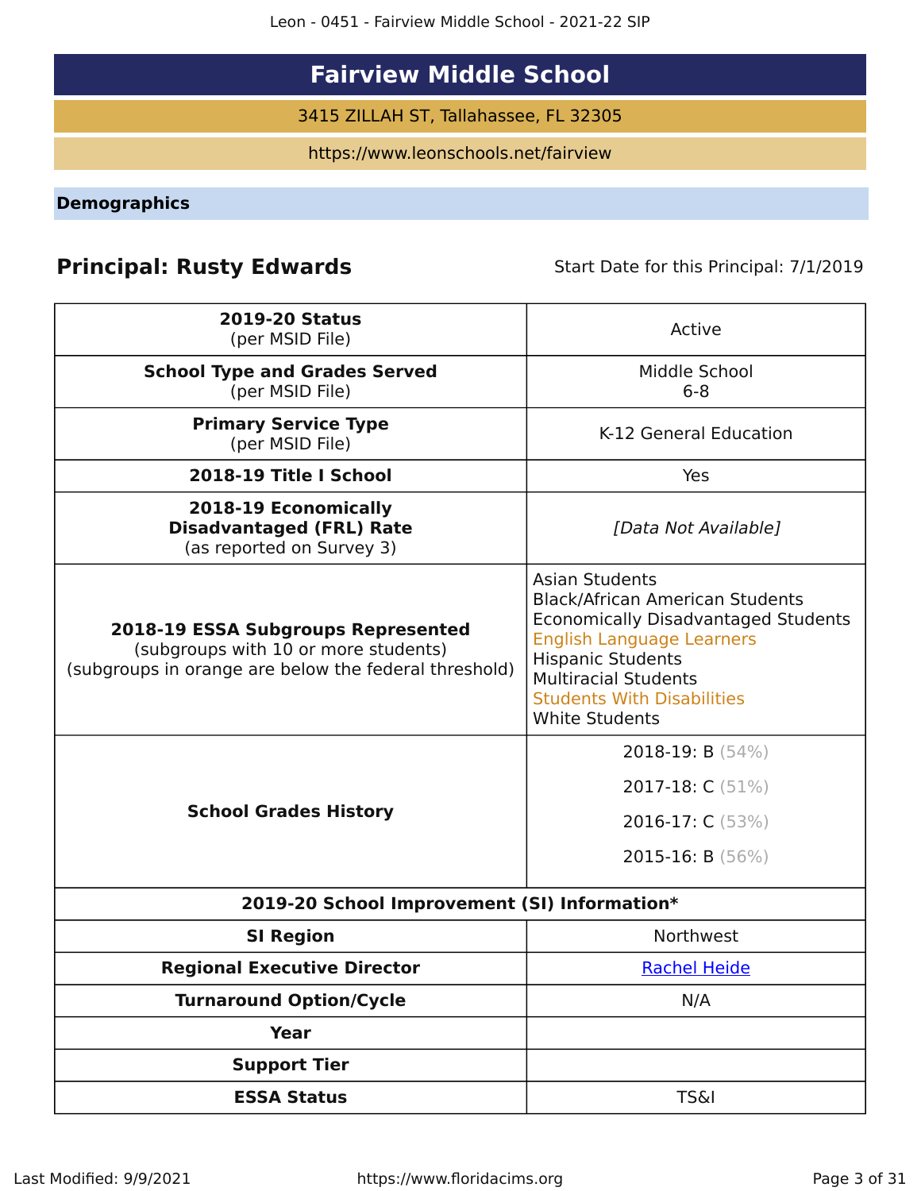# Fairview Middle School

3415 ZILLAH ST, Tallahassee, FL 32305

https://www.leonschools.net/fairview

## Demographics

**Principal: Rusty Edwards** Start Date for this Principal: 7/1/2019

| | |
|---|---|
| **2019-20 Status** (per MSID File) | Active |
| **School Type and Grades Served** (per MSID File) | Middle School 6-8 |
| **Primary Service Type** (per MSID File) | K-12 General Education |
| **2018-19 Title I School** | Yes |
| **2018-19 Economically Disadvantaged (FRL) Rate** (as reported on Survey 3) | *[Data Not Available]* |
| **2018-19 ESSA Subgroups Represented** (subgroups with 10 or more students) (subgroups in orange are below the federal threshold) | Asian Students<br>Black/African American Students<br>Economically Disadvantaged Students<br>English Language Learners<br>Hispanic Students<br>Multiracial Students<br>Students With Disabilities<br>White Students |
| **School Grades History** | 2018-19: B (54%)<br>2017-18: C (51%)<br>2016-17: C (53%)<br>2015-16: B (56%) |
| **2019-20 School Improvement (SI) Information*** | |
| **SI Region** | Northwest |
| **Regional Executive Director** | Rachel Heide |
| **Turnaround Option/Cycle** | N/A |
| **Year** | |
| **Support Tier** | |
| **ESSA Status** | TS&I |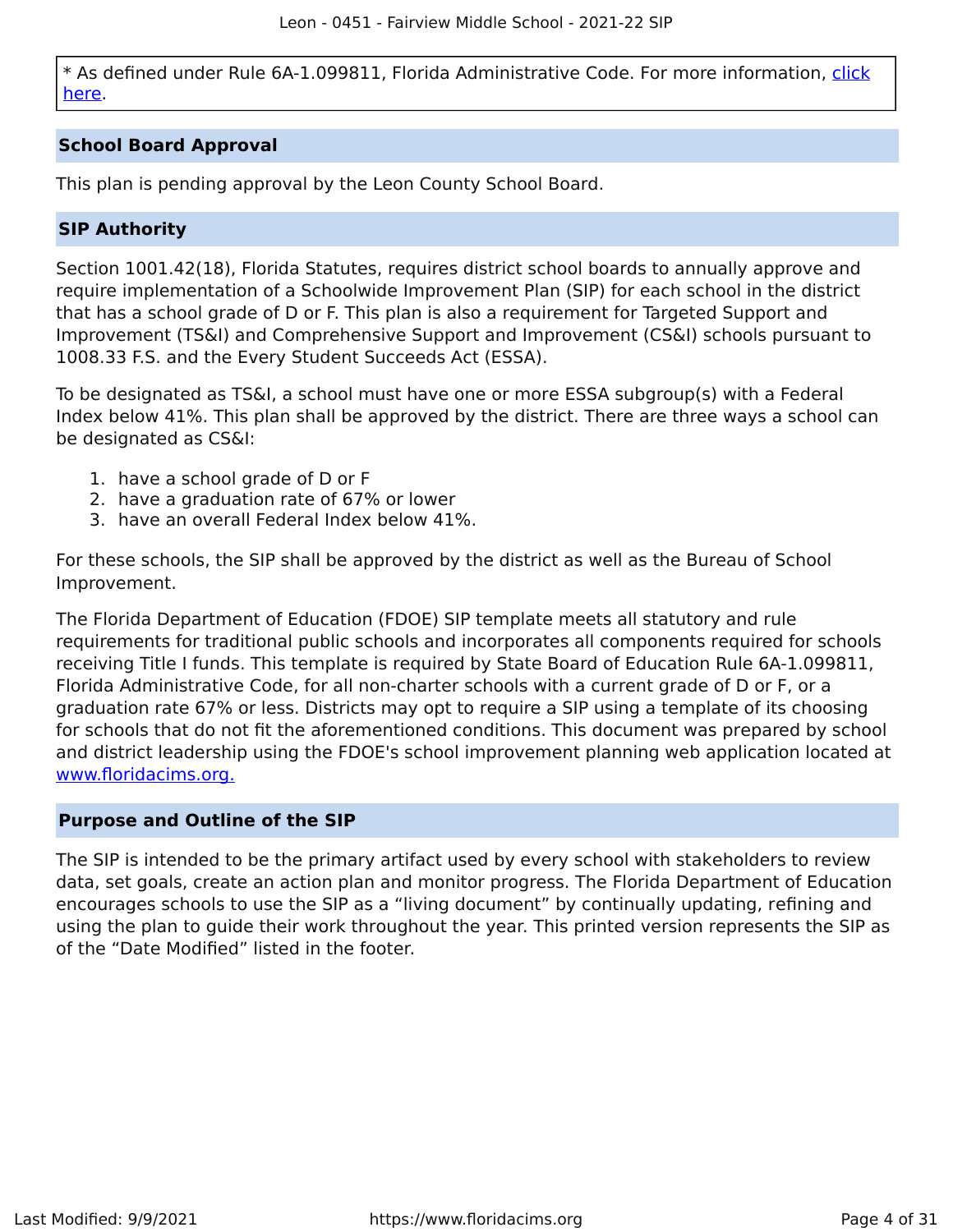* As defined under Rule 6A-1.099811, Florida Administrative Code. For more information, [click here](#).

## School Board Approval

This plan is pending approval by the Leon County School Board.

## SIP Authority

Section 1001.42(18), Florida Statutes, requires district school boards to annually approve and require implementation of a Schoolwide Improvement Plan (SIP) for each school in the district that has a school grade of D or F. This plan is also a requirement for Targeted Support and Improvement (TS&I) and Comprehensive Support and Improvement (CS&I) schools pursuant to 1008.33 F.S. and the Every Student Succeeds Act (ESSA).

To be designated as TS&I, a school must have one or more ESSA subgroup(s) with a Federal Index below 41%. This plan shall be approved by the district. There are three ways a school can be designated as CS&I:

1. have a school grade of D or F
2. have a graduation rate of 67% or lower
3. have an overall Federal Index below 41%.

For these schools, the SIP shall be approved by the district as well as the Bureau of School Improvement.

The Florida Department of Education (FDOE) SIP template meets all statutory and rule requirements for traditional public schools and incorporates all components required for schools receiving Title I funds. This template is required by State Board of Education Rule 6A-1.099811, Florida Administrative Code, for all non-charter schools with a current grade of D or F, or a graduation rate 67% or less. Districts may opt to require a SIP using a template of its choosing for schools that do not fit the aforementioned conditions. This document was prepared by school and district leadership using the FDOE's school improvement planning web application located at [www.floridacims.org.](https://www.floridacims.org)

## Purpose and Outline of the SIP

The SIP is intended to be the primary artifact used by every school with stakeholders to review data, set goals, create an action plan and monitor progress. The Florida Department of Education encourages schools to use the SIP as a "living document" by continually updating, refining and using the plan to guide their work throughout the year. This printed version represents the SIP as of the "Date Modified" listed in the footer.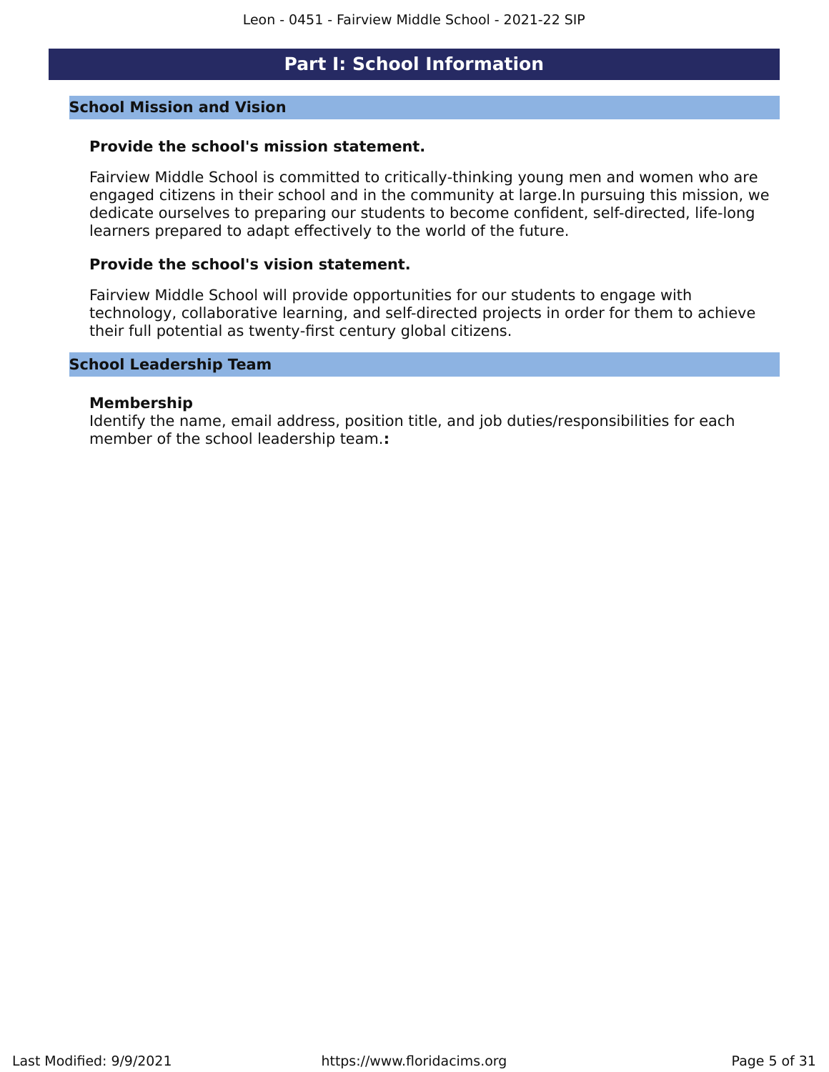# Part I: School Information

## School Mission and Vision

**Provide the school's mission statement.**

Fairview Middle School is committed to critically-thinking young men and women who are engaged citizens in their school and in the community at large.In pursuing this mission, we dedicate ourselves to preparing our students to become confident, self-directed, life-long learners prepared to adapt effectively to the world of the future.

**Provide the school's vision statement.**

Fairview Middle School will provide opportunities for our students to engage with technology, collaborative learning, and self-directed projects in order for them to achieve their full potential as twenty-first century global citizens.

## School Leadership Team

**Membership**
Identify the name, email address, position title, and job duties/responsibilities for each member of the school leadership team.**:**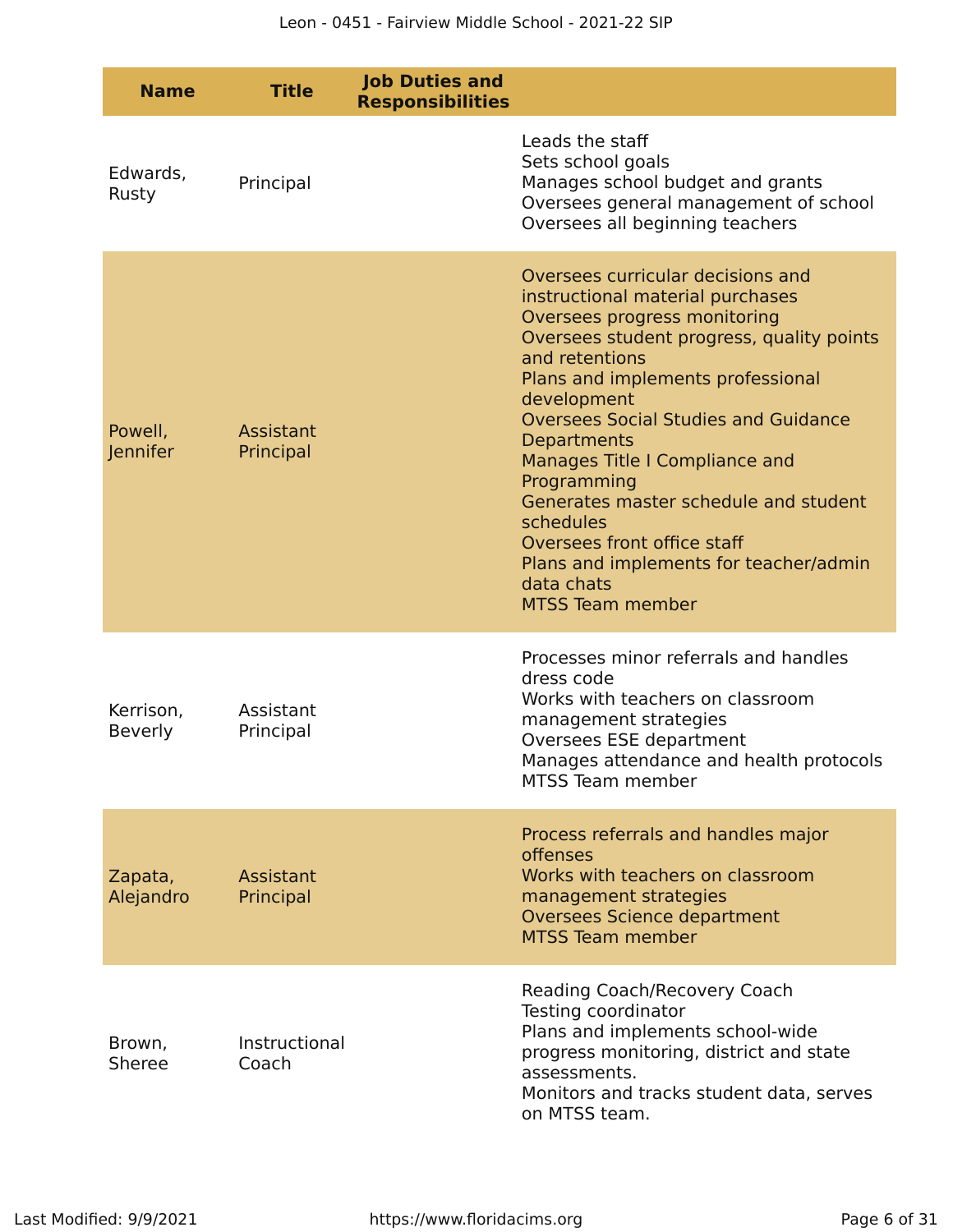| Name | Title | Job Duties and Responsibilities | |
|---|---|---|---|
| Edwards, Rusty | Principal | | Leads the staff<br>Sets school goals<br>Manages school budget and grants<br>Oversees general management of school<br>Oversees all beginning teachers |
| Powell, Jennifer | Assistant Principal | | Oversees curricular decisions and instructional material purchases<br>Oversees progress monitoring<br>Oversees student progress, quality points and retentions<br>Plans and implements professional development<br>Oversees Social Studies and Guidance Departments<br>Manages Title I Compliance and Programming<br>Generates master schedule and student schedules<br>Oversees front office staff<br>Plans and implements for teacher/admin data chats<br>MTSS Team member |
| Kerrison, Beverly | Assistant Principal | | Processes minor referrals and handles dress code<br>Works with teachers on classroom management strategies<br>Oversees ESE department<br>Manages attendance and health protocols<br>MTSS Team member |
| Zapata, Alejandro | Assistant Principal | | Process referrals and handles major offenses<br>Works with teachers on classroom management strategies<br>Oversees Science department<br>MTSS Team member |
| Brown, Sheree | Instructional Coach | | Reading Coach/Recovery Coach<br>Testing coordinator<br>Plans and implements school-wide progress monitoring, district and state assessments.<br>Monitors and tracks student data, serves on MTSS team. |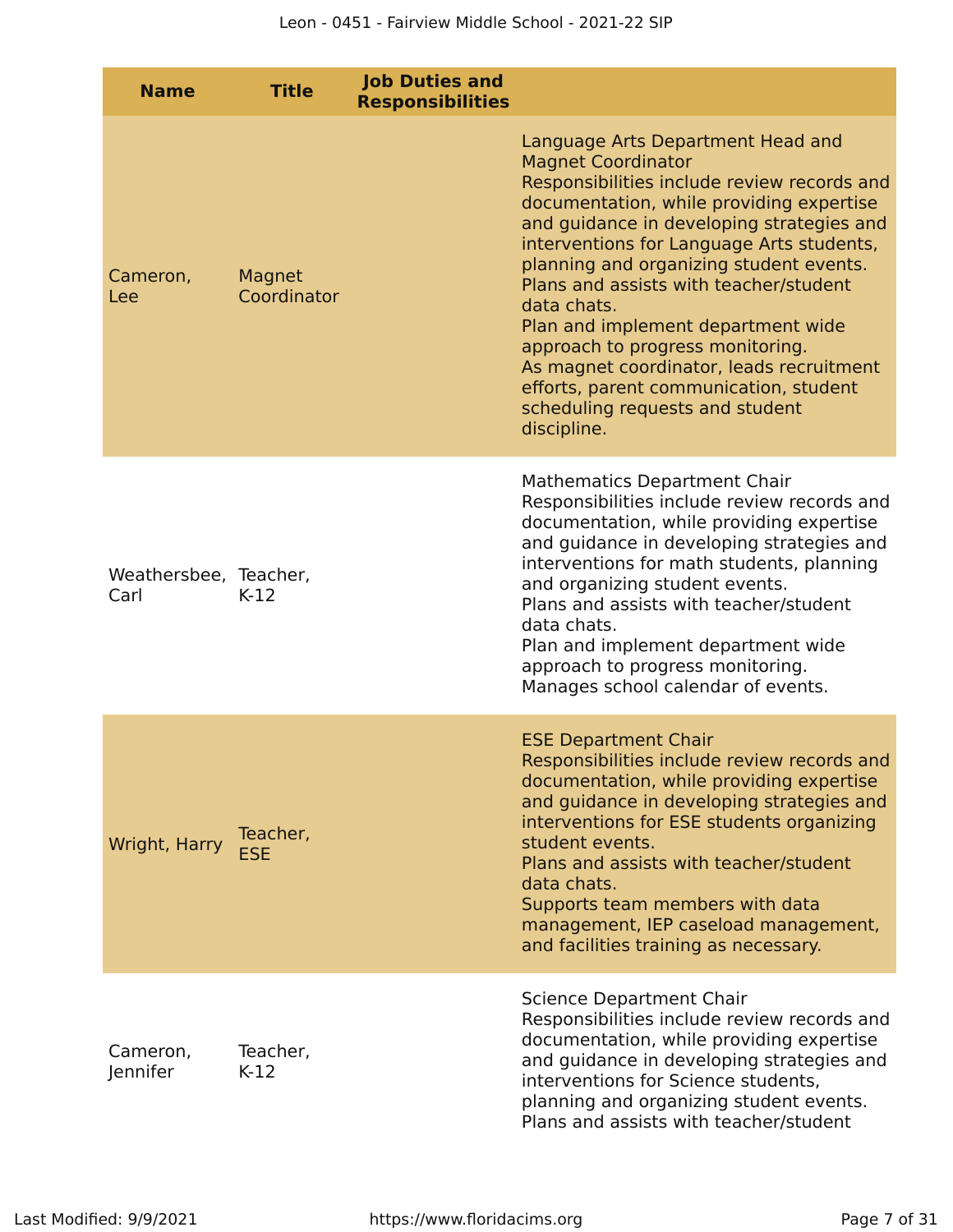| Name | Title | Job Duties and Responsibilities | |
|---|---|---|---|
| Cameron, Lee | Magnet Coordinator | | Language Arts Department Head and Magnet Coordinator<br>Responsibilities include review records and documentation, while providing expertise and guidance in developing strategies and interventions for Language Arts students, planning and organizing student events.<br>Plans and assists with teacher/student data chats.<br>Plan and implement department wide approach to progress monitoring.<br>As magnet coordinator, leads recruitment efforts, parent communication, student scheduling requests and student discipline. |
| Weathersbee, Carl | Teacher, K-12 | | Mathematics Department Chair<br>Responsibilities include review records and documentation, while providing expertise and guidance in developing strategies and interventions for math students, planning and organizing student events.<br>Plans and assists with teacher/student data chats.<br>Plan and implement department wide approach to progress monitoring.<br>Manages school calendar of events. |
| Wright, Harry | Teacher, ESE | | ESE Department Chair<br>Responsibilities include review records and documentation, while providing expertise and guidance in developing strategies and interventions for ESE students organizing student events.<br>Plans and assists with teacher/student data chats.<br>Supports team members with data management, IEP caseload management, and facilities training as necessary. |
| Cameron, Jennifer | Teacher, K-12 | | Science Department Chair<br>Responsibilities include review records and documentation, while providing expertise and guidance in developing strategies and interventions for Science students, planning and organizing student events.<br>Plans and assists with teacher/student |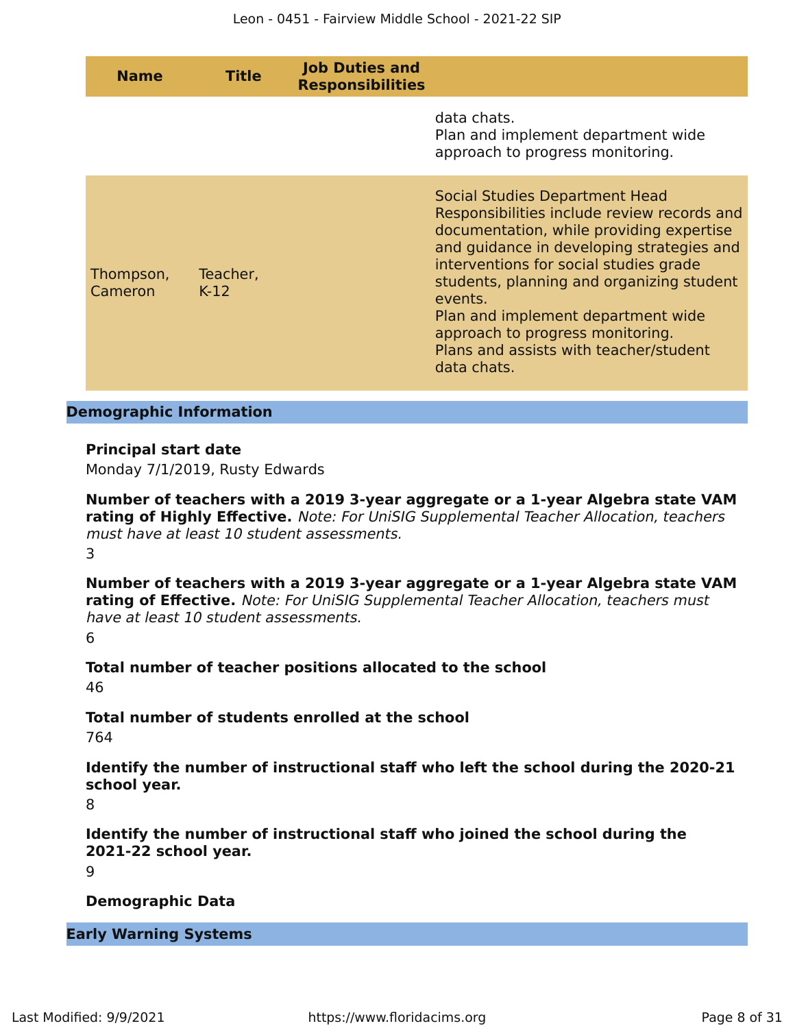| Name | Title | Job Duties and Responsibilities | |
|---|---|---|---|
| | | | data chats.<br>Plan and implement department wide approach to progress monitoring. |
| Thompson, Cameron | Teacher, K-12 | | Social Studies Department Head Responsibilities include review records and documentation, while providing expertise and guidance in developing strategies and interventions for social studies grade students, planning and organizing student events.<br>Plan and implement department wide approach to progress monitoring.<br>Plans and assists with teacher/student data chats. |

## Demographic Information

**Principal start date**

Monday 7/1/2019, Rusty Edwards

**Number of teachers with a 2019 3-year aggregate or a 1-year Algebra state VAM rating of Highly Effective.** *Note: For UniSIG Supplemental Teacher Allocation, teachers must have at least 10 student assessments.*

3

**Number of teachers with a 2019 3-year aggregate or a 1-year Algebra state VAM rating of Effective.** *Note: For UniSIG Supplemental Teacher Allocation, teachers must have at least 10 student assessments.*

6

**Total number of teacher positions allocated to the school**

46

**Total number of students enrolled at the school**

764

**Identify the number of instructional staff who left the school during the 2020-21 school year.**

8

**Identify the number of instructional staff who joined the school during the 2021-22 school year.**

9

**Demographic Data**

## Early Warning Systems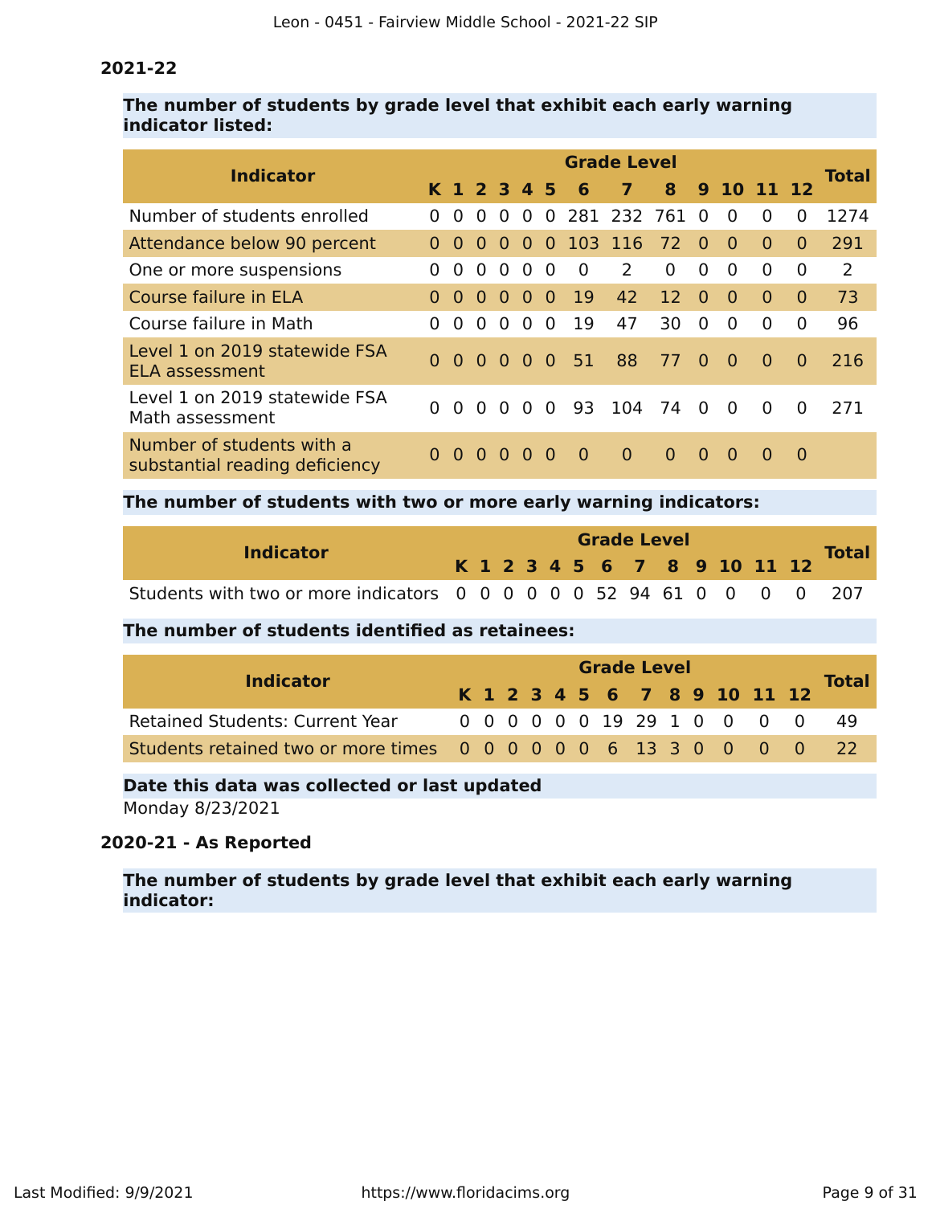### 2021-22

**The number of students by grade level that exhibit each early warning indicator listed:**

| Indicator | Grade Level | | | | | | | | | | | | | Total |
|---|---|---|---|---|---|---|---|---|---|---|---|---|---|---|
| | K | 1 | 2 | 3 | 4 | 5 | 6 | 7 | 8 | 9 | 10 | 11 | 12 | |
| Number of students enrolled | 0 | 0 | 0 | 0 | 0 | 0 | 281 | 232 | 761 | 0 | 0 | 0 | 0 | 1274 |
| Attendance below 90 percent | 0 | 0 | 0 | 0 | 0 | 0 | 103 | 116 | 72 | 0 | 0 | 0 | 0 | 291 |
| One or more suspensions | 0 | 0 | 0 | 0 | 0 | 0 | 0 | 2 | 0 | 0 | 0 | 0 | 0 | 2 |
| Course failure in ELA | 0 | 0 | 0 | 0 | 0 | 0 | 19 | 42 | 12 | 0 | 0 | 0 | 0 | 73 |
| Course failure in Math | 0 | 0 | 0 | 0 | 0 | 0 | 19 | 47 | 30 | 0 | 0 | 0 | 0 | 96 |
| Level 1 on 2019 statewide FSA ELA assessment | 0 | 0 | 0 | 0 | 0 | 0 | 51 | 88 | 77 | 0 | 0 | 0 | 0 | 216 |
| Level 1 on 2019 statewide FSA Math assessment | 0 | 0 | 0 | 0 | 0 | 0 | 93 | 104 | 74 | 0 | 0 | 0 | 0 | 271 |
| Number of students with a substantial reading deficiency | 0 | 0 | 0 | 0 | 0 | 0 | 0 | 0 | 0 | 0 | 0 | 0 | 0 | |

**The number of students with two or more early warning indicators:**

| Indicator | Grade Level | | | | | | | | | | | | | Total |
|---|---|---|---|---|---|---|---|---|---|---|---|---|---|---|
| | K | 1 | 2 | 3 | 4 | 5 | 6 | 7 | 8 | 9 | 10 | 11 | 12 | |
| Students with two or more indicators | 0 | 0 | 0 | 0 | 0 | 0 | 52 | 94 | 61 | 0 | 0 | 0 | 0 | 207 |

**The number of students identified as retainees:**

| Indicator | Grade Level | | | | | | | | | | | | | Total |
|---|---|---|---|---|---|---|---|---|---|---|---|---|---|---|
| | K | 1 | 2 | 3 | 4 | 5 | 6 | 7 | 8 | 9 | 10 | 11 | 12 | |
| Retained Students: Current Year | 0 | 0 | 0 | 0 | 0 | 0 | 19 | 29 | 1 | 0 | 0 | 0 | 0 | 49 |
| Students retained two or more times | 0 | 0 | 0 | 0 | 0 | 0 | 6 | 13 | 3 | 0 | 0 | 0 | 0 | 22 |

**Date this data was collected or last updated**

Monday 8/23/2021

### 2020-21 - As Reported

**The number of students by grade level that exhibit each early warning indicator:**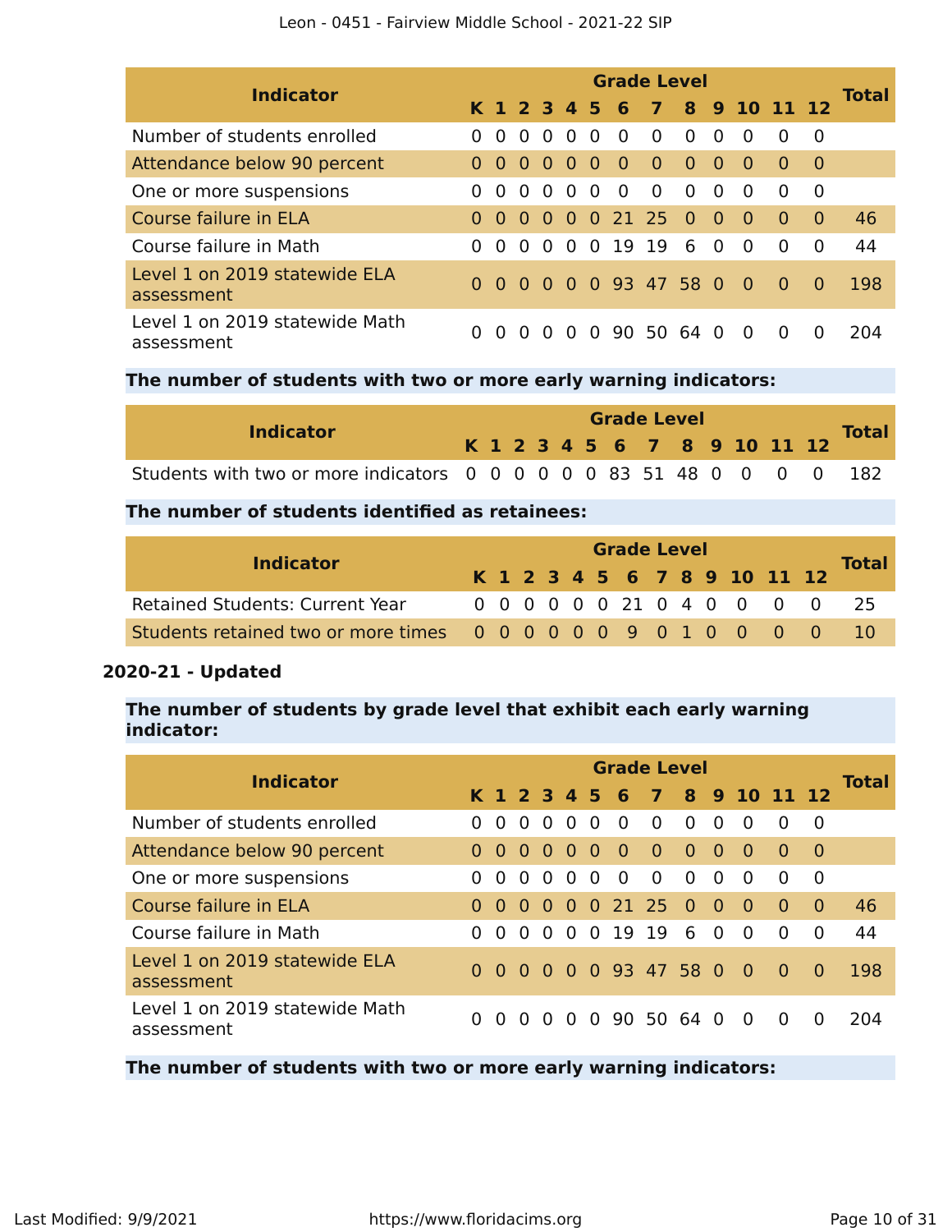| Indicator | Grade Level | | | | | | | | | | | | | Total |
|---|---|---|---|---|---|---|---|---|---|---|---|---|---|---|
| | K | 1 | 2 | 3 | 4 | 5 | 6 | 7 | 8 | 9 | 10 | 11 | 12 | |
| Number of students enrolled | 0 | 0 | 0 | 0 | 0 | 0 | 0 | 0 | 0 | 0 | 0 | 0 | 0 | |
| Attendance below 90 percent | 0 | 0 | 0 | 0 | 0 | 0 | 0 | 0 | 0 | 0 | 0 | 0 | 0 | |
| One or more suspensions | 0 | 0 | 0 | 0 | 0 | 0 | 0 | 0 | 0 | 0 | 0 | 0 | 0 | |
| Course failure in ELA | 0 | 0 | 0 | 0 | 0 | 0 | 21 | 25 | 0 | 0 | 0 | 0 | 0 | 46 |
| Course failure in Math | 0 | 0 | 0 | 0 | 0 | 0 | 19 | 19 | 6 | 0 | 0 | 0 | 0 | 44 |
| Level 1 on 2019 statewide ELA assessment | 0 | 0 | 0 | 0 | 0 | 0 | 93 | 47 | 58 | 0 | 0 | 0 | 0 | 198 |
| Level 1 on 2019 statewide Math assessment | 0 | 0 | 0 | 0 | 0 | 0 | 90 | 50 | 64 | 0 | 0 | 0 | 0 | 204 |

**The number of students with two or more early warning indicators:**

| Indicator | Grade Level | | | | | | | | | | | | | Total |
|---|---|---|---|---|---|---|---|---|---|---|---|---|---|---|
| | K | 1 | 2 | 3 | 4 | 5 | 6 | 7 | 8 | 9 | 10 | 11 | 12 | |
| Students with two or more indicators | 0 | 0 | 0 | 0 | 0 | 0 | 83 | 51 | 48 | 0 | 0 | 0 | 0 | 182 |

**The number of students identified as retainees:**

| Indicator | Grade Level | | | | | | | | | | | | | Total |
|---|---|---|---|---|---|---|---|---|---|---|---|---|---|---|
| | K | 1 | 2 | 3 | 4 | 5 | 6 | 7 | 8 | 9 | 10 | 11 | 12 | |
| Retained Students: Current Year | 0 | 0 | 0 | 0 | 0 | 0 | 21 | 0 | 4 | 0 | 0 | 0 | 0 | 25 |
| Students retained two or more times | 0 | 0 | 0 | 0 | 0 | 0 | 9 | 0 | 1 | 0 | 0 | 0 | 0 | 10 |

**2020-21 - Updated**

**The number of students by grade level that exhibit each early warning indicator:**

| Indicator | Grade Level | | | | | | | | | | | | | Total |
|---|---|---|---|---|---|---|---|---|---|---|---|---|---|---|
| | K | 1 | 2 | 3 | 4 | 5 | 6 | 7 | 8 | 9 | 10 | 11 | 12 | |
| Number of students enrolled | 0 | 0 | 0 | 0 | 0 | 0 | 0 | 0 | 0 | 0 | 0 | 0 | 0 | |
| Attendance below 90 percent | 0 | 0 | 0 | 0 | 0 | 0 | 0 | 0 | 0 | 0 | 0 | 0 | 0 | |
| One or more suspensions | 0 | 0 | 0 | 0 | 0 | 0 | 0 | 0 | 0 | 0 | 0 | 0 | 0 | |
| Course failure in ELA | 0 | 0 | 0 | 0 | 0 | 0 | 21 | 25 | 0 | 0 | 0 | 0 | 0 | 46 |
| Course failure in Math | 0 | 0 | 0 | 0 | 0 | 0 | 19 | 19 | 6 | 0 | 0 | 0 | 0 | 44 |
| Level 1 on 2019 statewide ELA assessment | 0 | 0 | 0 | 0 | 0 | 0 | 93 | 47 | 58 | 0 | 0 | 0 | 0 | 198 |
| Level 1 on 2019 statewide Math assessment | 0 | 0 | 0 | 0 | 0 | 0 | 90 | 50 | 64 | 0 | 0 | 0 | 0 | 204 |

**The number of students with two or more early warning indicators:**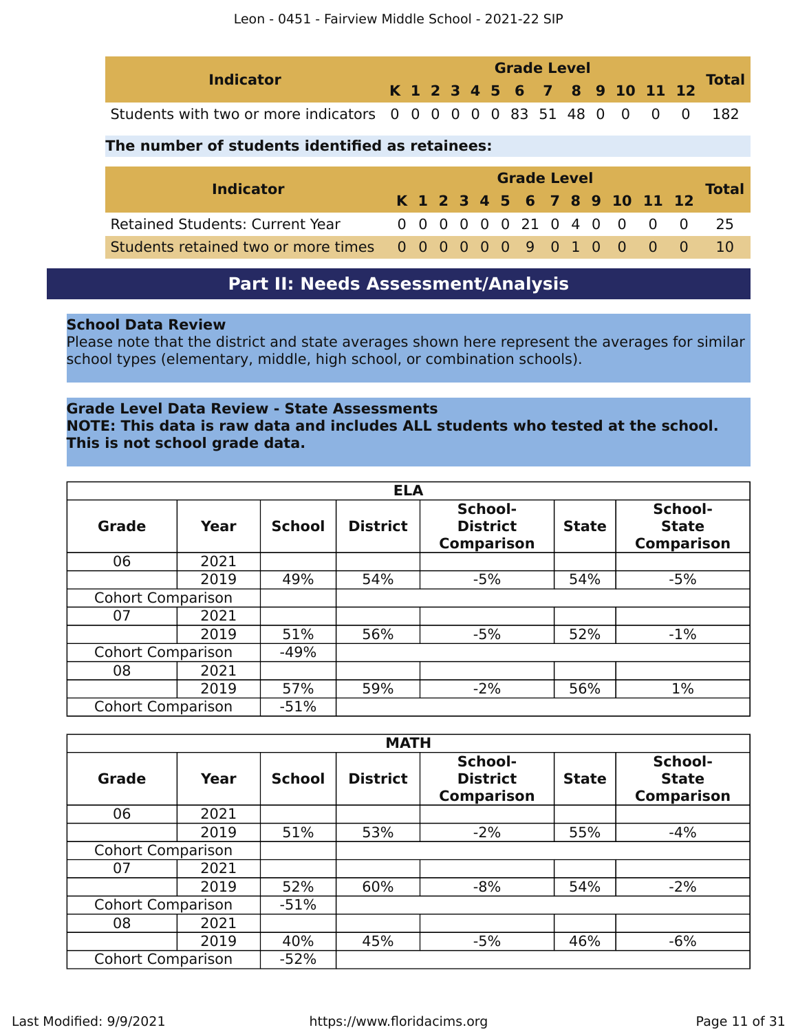| Indicator | Grade Level | | | | | | | | | | | | | Total |
|---|---|---|---|---|---|---|---|---|---|---|---|---|---|---|
| | K | 1 | 2 | 3 | 4 | 5 | 6 | 7 | 8 | 9 | 10 | 11 | 12 | |
| Students with two or more indicators | 0 | 0 | 0 | 0 | 0 | 0 | 83 | 51 | 48 | 0 | 0 | 0 | 0 | 182 |

**The number of students identified as retainees:**

| Indicator | Grade Level | | | | | | | | | | | | | Total |
|---|---|---|---|---|---|---|---|---|---|---|---|---|---|---|
| | K | 1 | 2 | 3 | 4 | 5 | 6 | 7 | 8 | 9 | 10 | 11 | 12 | |
| Retained Students: Current Year | 0 | 0 | 0 | 0 | 0 | 0 | 21 | 0 | 4 | 0 | 0 | 0 | 0 | 25 |
| Students retained two or more times | 0 | 0 | 0 | 0 | 0 | 0 | 9 | 0 | 1 | 0 | 0 | 0 | 0 | 10 |

## Part II: Needs Assessment/Analysis

**School Data Review**
Please note that the district and state averages shown here represent the averages for similar school types (elementary, middle, high school, or combination schools).

**Grade Level Data Review - State Assessments**
**NOTE: This data is raw data and includes ALL students who tested at the school. This is not school grade data.**

| ELA | | | | | | |
|---|---|---|---|---|---|---|
| Grade | Year | School | District | School-District Comparison | State | School-State Comparison |
| 06 | 2021 | | | | | |
| | 2019 | 49% | 54% | -5% | 54% | -5% |
| Cohort Comparison | | | | | | |
| 07 | 2021 | | | | | |
| | 2019 | 51% | 56% | -5% | 52% | -1% |
| Cohort Comparison | | -49% | | | | |
| 08 | 2021 | | | | | |
| | 2019 | 57% | 59% | -2% | 56% | 1% |
| Cohort Comparison | | -51% | | | | |

| MATH | | | | | | |
|---|---|---|---|---|---|---|
| Grade | Year | School | District | School-District Comparison | State | School-State Comparison |
| 06 | 2021 | | | | | |
| | 2019 | 51% | 53% | -2% | 55% | -4% |
| Cohort Comparison | | | | | | |
| 07 | 2021 | | | | | |
| | 2019 | 52% | 60% | -8% | 54% | -2% |
| Cohort Comparison | | -51% | | | | |
| 08 | 2021 | | | | | |
| | 2019 | 40% | 45% | -5% | 46% | -6% |
| Cohort Comparison | | -52% | | | | |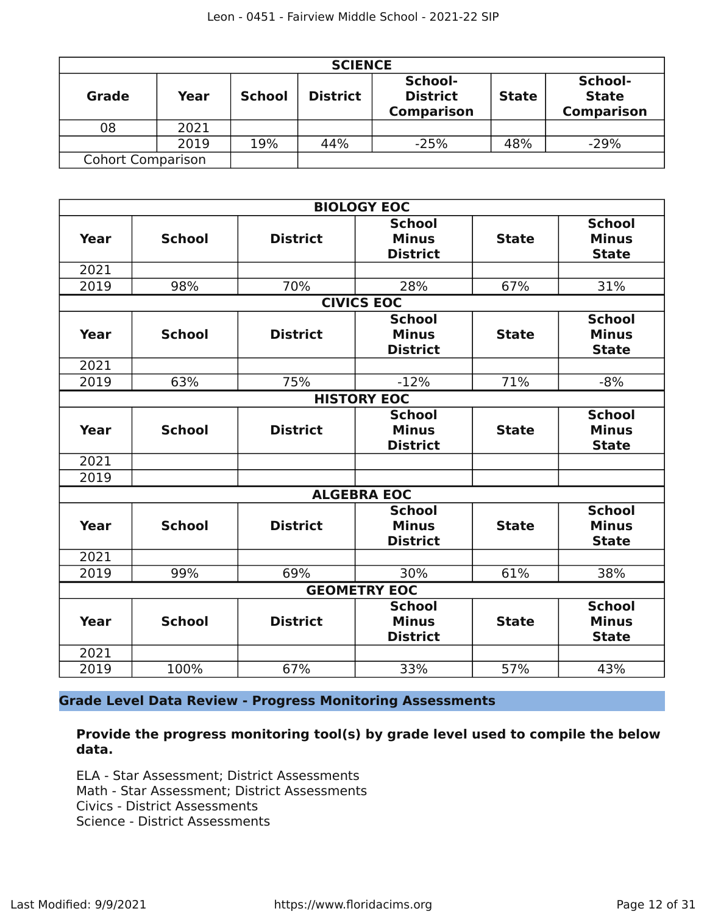| SCIENCE | | | | | | |
|---|---|---|---|---|---|---|
| **Grade** | **Year** | **School** | **District** | **School-District Comparison** | **State** | **School-State Comparison** |
| 08 | 2021 | | | | | |
| | 2019 | 19% | 44% | -25% | 48% | -29% |
| Cohort Comparison | | | | | | |

| BIOLOGY EOC | | | | | |
|---|---|---|---|---|---|
| **Year** | **School** | **District** | **School Minus District** | **State** | **School Minus State** |
| 2021 | | | | | |
| 2019 | 98% | 70% | 28% | 67% | 31% |

| CIVICS EOC | | | | | |
|---|---|---|---|---|---|
| **Year** | **School** | **District** | **School Minus District** | **State** | **School Minus State** |
| 2021 | | | | | |
| 2019 | 63% | 75% | -12% | 71% | -8% |

| HISTORY EOC | | | | | |
|---|---|---|---|---|---|
| **Year** | **School** | **District** | **School Minus District** | **State** | **School Minus State** |
| 2021 | | | | | |
| 2019 | | | | | |

| ALGEBRA EOC | | | | | |
|---|---|---|---|---|---|
| **Year** | **School** | **District** | **School Minus District** | **State** | **School Minus State** |
| 2021 | | | | | |
| 2019 | 99% | 69% | 30% | 61% | 38% |

| GEOMETRY EOC | | | | | |
|---|---|---|---|---|---|
| **Year** | **School** | **District** | **School Minus District** | **State** | **School Minus State** |
| 2021 | | | | | |
| 2019 | 100% | 67% | 33% | 57% | 43% |

## Grade Level Data Review - Progress Monitoring Assessments

**Provide the progress monitoring tool(s) by grade level used to compile the below data.**

ELA - Star Assessment; District Assessments
Math - Star Assessment; District Assessments
Civics - District Assessments
Science - District Assessments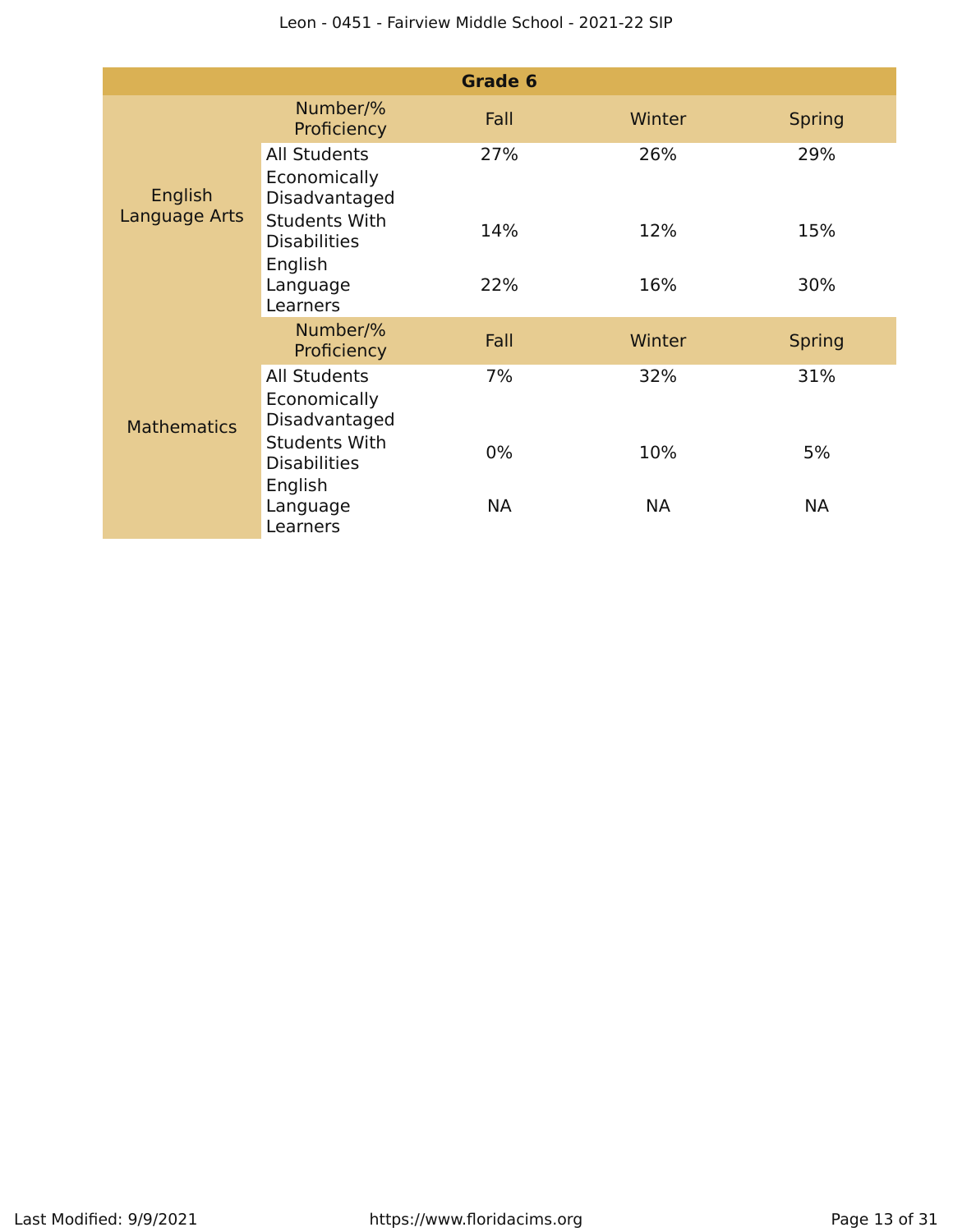| Grade 6 | | | | |
|---|---|---|---|---|
| | Number/% Proficiency | Fall | Winter | Spring |
| English Language Arts | All Students | 27% | 26% | 29% |
| | Economically Disadvantaged | | | |
| | Students With Disabilities | 14% | 12% | 15% |
| | English Language Learners | 22% | 16% | 30% |
| | Number/% Proficiency | Fall | Winter | Spring |
| Mathematics | All Students | 7% | 32% | 31% |
| | Economically Disadvantaged | | | |
| | Students With Disabilities | 0% | 10% | 5% |
| | English Language Learners | NA | NA | NA |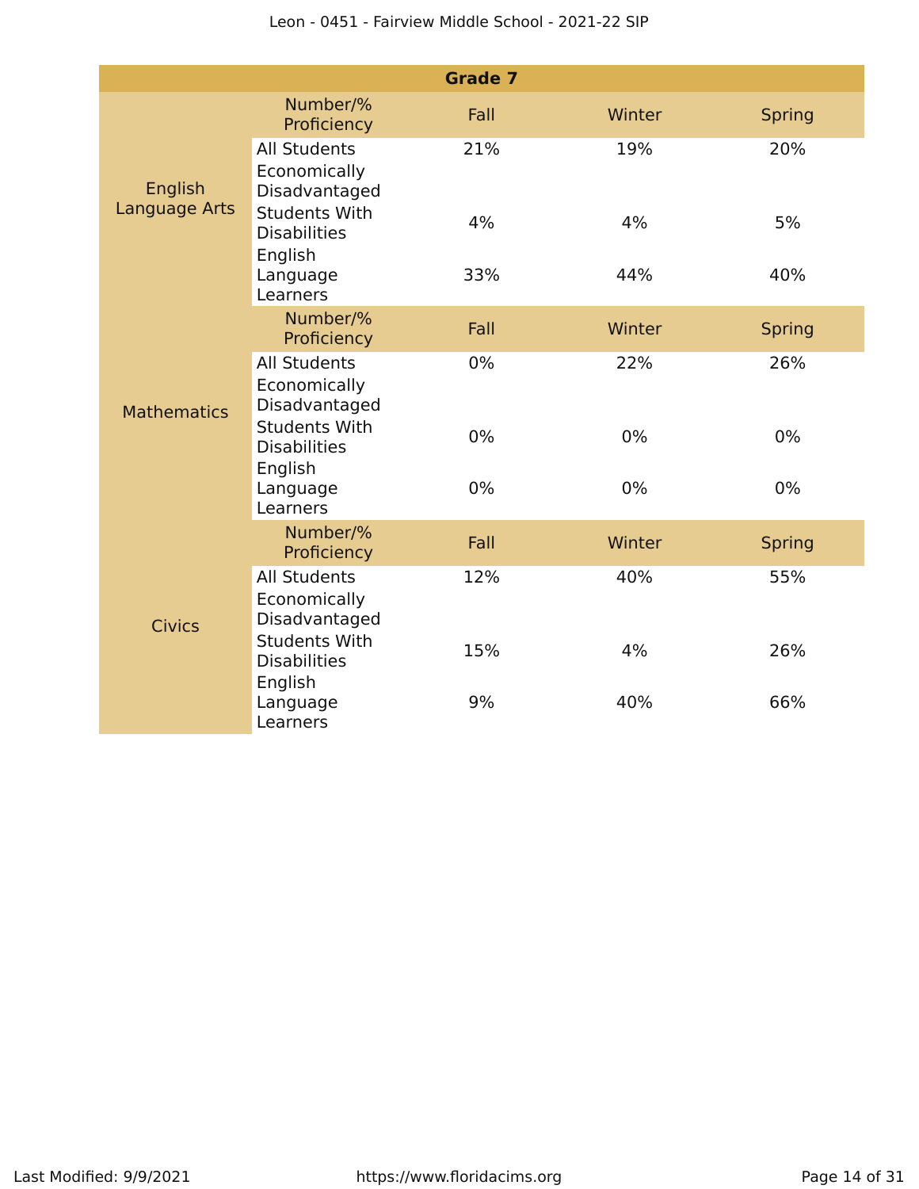| Grade 7 | | | | |
|---|---|---|---|---|
| | Number/% Proficiency | Fall | Winter | Spring |
| English Language Arts | All Students | 21% | 19% | 20% |
| | Economically Disadvantaged | | | |
| | Students With Disabilities | 4% | 4% | 5% |
| | English Language Learners | 33% | 44% | 40% |
| | Number/% Proficiency | Fall | Winter | Spring |
| Mathematics | All Students | 0% | 22% | 26% |
| | Economically Disadvantaged | | | |
| | Students With Disabilities | 0% | 0% | 0% |
| | English Language Learners | 0% | 0% | 0% |
| | Number/% Proficiency | Fall | Winter | Spring |
| Civics | All Students | 12% | 40% | 55% |
| | Economically Disadvantaged | | | |
| | Students With Disabilities | 15% | 4% | 26% |
| | English Language Learners | 9% | 40% | 66% |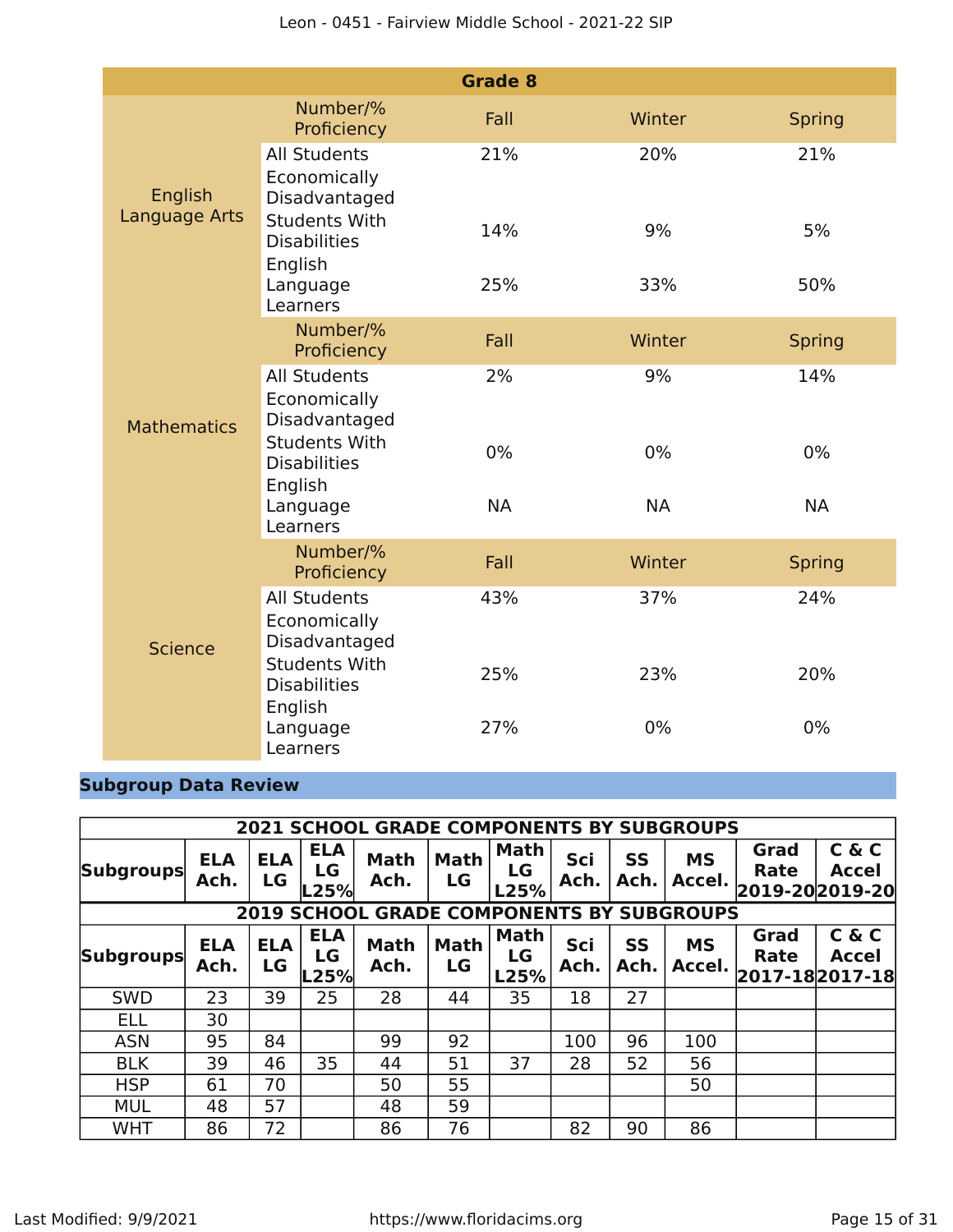| Grade 8 | | | | |
|---|---|---|---|---|
| | Number/% Proficiency | Fall | Winter | Spring |
| English Language Arts | All Students | 21% | 20% | 21% |
| | Economically Disadvantaged | | | |
| | Students With Disabilities | 14% | 9% | 5% |
| | English Language Learners | 25% | 33% | 50% |
| | Number/% Proficiency | Fall | Winter | Spring |
| Mathematics | All Students | 2% | 9% | 14% |
| | Economically Disadvantaged | | | |
| | Students With Disabilities | 0% | 0% | 0% |
| | English Language Learners | NA | NA | NA |
| | Number/% Proficiency | Fall | Winter | Spring |
| Science | All Students | 43% | 37% | 24% |
| | Economically Disadvantaged | | | |
| | Students With Disabilities | 25% | 23% | 20% |
| | English Language Learners | 27% | 0% | 0% |

## Subgroup Data Review

| 2021 SCHOOL GRADE COMPONENTS BY SUBGROUPS | | | | | | | | | | | |
|---|---|---|---|---|---|---|---|---|---|---|---|
| Subgroups | ELA Ach. | ELA LG | ELA LG L25% | Math Ach. | Math LG | Math LG L25% | Sci Ach. | SS Ach. | MS Accel. | Grad Rate 2019-20 | C & C Accel 2019-20 |
| **2019 SCHOOL GRADE COMPONENTS BY SUBGROUPS** | | | | | | | | | | | |
| Subgroups | ELA Ach. | ELA LG | ELA LG L25% | Math Ach. | Math LG | Math LG L25% | Sci Ach. | SS Ach. | MS Accel. | Grad Rate 2017-18 | C & C Accel 2017-18 |
| SWD | 23 | 39 | 25 | 28 | 44 | 35 | 18 | 27 | | | |
| ELL | 30 | | | | | | | | | | |
| ASN | 95 | 84 | | 99 | 92 | | 100 | 96 | 100 | | |
| BLK | 39 | 46 | 35 | 44 | 51 | 37 | 28 | 52 | 56 | | |
| HSP | 61 | 70 | | 50 | 55 | | | | 50 | | |
| MUL | 48 | 57 | | 48 | 59 | | | | | | |
| WHT | 86 | 72 | | 86 | 76 | | 82 | 90 | 86 | | |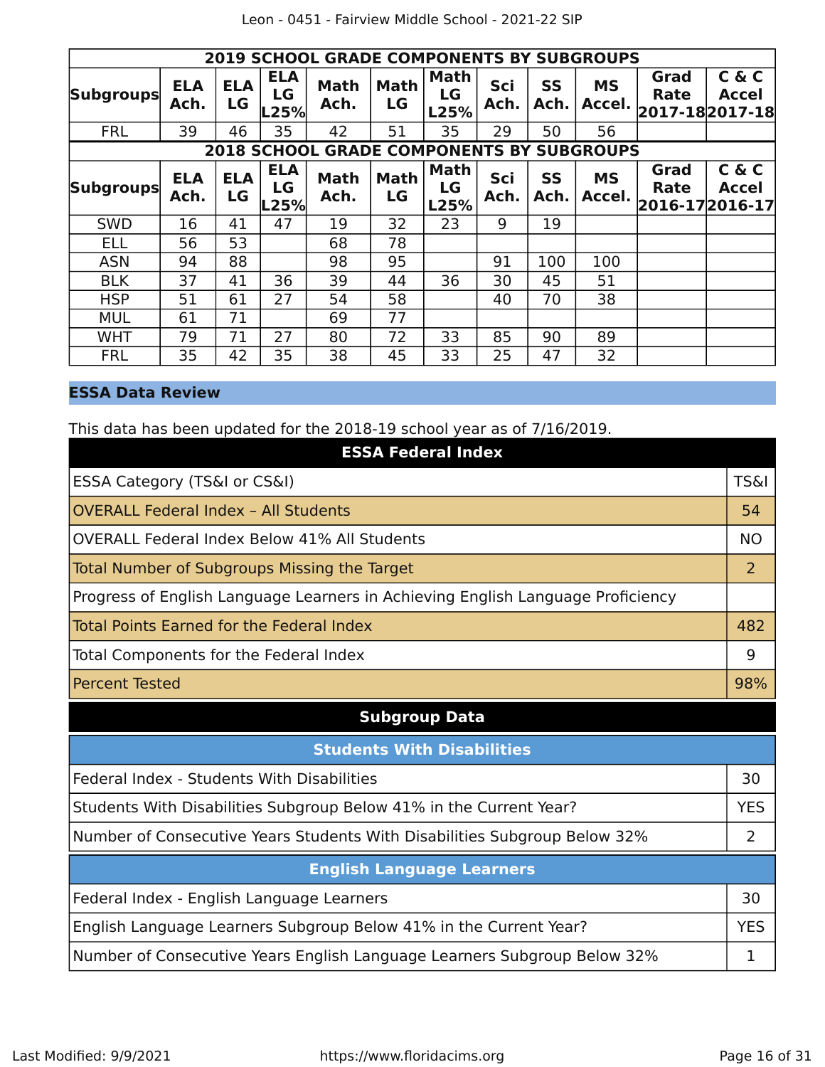| 2019 SCHOOL GRADE COMPONENTS BY SUBGROUPS | | | | | | | | | | | |
|---|---|---|---|---|---|---|---|---|---|---|---|
| Subgroups | ELA Ach. | ELA LG | ELA LG L25% | Math Ach. | Math LG | Math LG L25% | Sci Ach. | SS Ach. | MS Accel. | Grad Rate 2017-18 | C & C Accel 2017-18 |
| FRL | 39 | 46 | 35 | 42 | 51 | 35 | 29 | 50 | 56 | | |

| 2018 SCHOOL GRADE COMPONENTS BY SUBGROUPS | | | | | | | | | | | |
|---|---|---|---|---|---|---|---|---|---|---|---|
| Subgroups | ELA Ach. | ELA LG | ELA LG L25% | Math Ach. | Math LG | Math LG L25% | Sci Ach. | SS Ach. | MS Accel. | Grad Rate 2016-17 | C & C Accel 2016-17 |
| SWD | 16 | 41 | 47 | 19 | 32 | 23 | 9 | 19 | | | |
| ELL | 56 | 53 | | 68 | 78 | | | | | | |
| ASN | 94 | 88 | | 98 | 95 | | 91 | 100 | 100 | | |
| BLK | 37 | 41 | 36 | 39 | 44 | 36 | 30 | 45 | 51 | | |
| HSP | 51 | 61 | 27 | 54 | 58 | | 40 | 70 | 38 | | |
| MUL | 61 | 71 | | 69 | 77 | | | | | | |
| WHT | 79 | 71 | 27 | 80 | 72 | 33 | 85 | 90 | 89 | | |
| FRL | 35 | 42 | 35 | 38 | 45 | 33 | 25 | 47 | 32 | | |

## ESSA Data Review

This data has been updated for the 2018-19 school year as of 7/16/2019.

| ESSA Federal Index | |
|---|---|
| ESSA Category (TS&I or CS&I) | TS&I |
| OVERALL Federal Index – All Students | 54 |
| OVERALL Federal Index Below 41% All Students | NO |
| Total Number of Subgroups Missing the Target | 2 |
| Progress of English Language Learners in Achieving English Language Proficiency | |
| Total Points Earned for the Federal Index | 482 |
| Total Components for the Federal Index | 9 |
| Percent Tested | 98% |

### Subgroup Data

| Students With Disabilities | |
|---|---|
| Federal Index - Students With Disabilities | 30 |
| Students With Disabilities Subgroup Below 41% in the Current Year? | YES |
| Number of Consecutive Years Students With Disabilities Subgroup Below 32% | 2 |

| English Language Learners | |
|---|---|
| Federal Index - English Language Learners | 30 |
| English Language Learners Subgroup Below 41% in the Current Year? | YES |
| Number of Consecutive Years English Language Learners Subgroup Below 32% | 1 |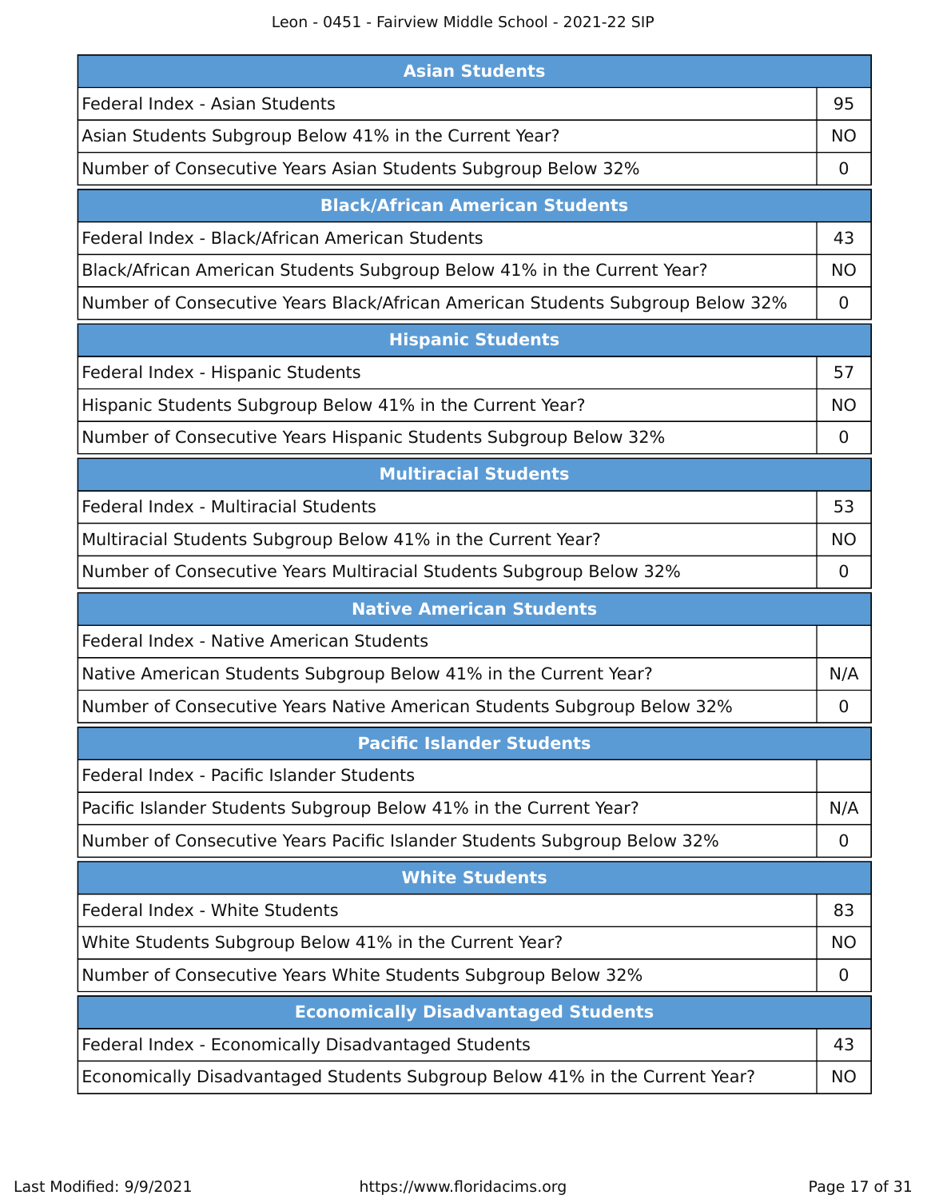| Asian Students | |
| --- | --- |
| Federal Index - Asian Students | 95 |
| Asian Students Subgroup Below 41% in the Current Year? | NO |
| Number of Consecutive Years Asian Students Subgroup Below 32% | 0 |

| Black/African American Students | |
| --- | --- |
| Federal Index - Black/African American Students | 43 |
| Black/African American Students Subgroup Below 41% in the Current Year? | NO |
| Number of Consecutive Years Black/African American Students Subgroup Below 32% | 0 |

| Hispanic Students | |
| --- | --- |
| Federal Index - Hispanic Students | 57 |
| Hispanic Students Subgroup Below 41% in the Current Year? | NO |
| Number of Consecutive Years Hispanic Students Subgroup Below 32% | 0 |

| Multiracial Students | |
| --- | --- |
| Federal Index - Multiracial Students | 53 |
| Multiracial Students Subgroup Below 41% in the Current Year? | NO |
| Number of Consecutive Years Multiracial Students Subgroup Below 32% | 0 |

| Native American Students | |
| --- | --- |
| Federal Index - Native American Students | |
| Native American Students Subgroup Below 41% in the Current Year? | N/A |
| Number of Consecutive Years Native American Students Subgroup Below 32% | 0 |

| Pacific Islander Students | |
| --- | --- |
| Federal Index - Pacific Islander Students | |
| Pacific Islander Students Subgroup Below 41% in the Current Year? | N/A |
| Number of Consecutive Years Pacific Islander Students Subgroup Below 32% | 0 |

| White Students | |
| --- | --- |
| Federal Index - White Students | 83 |
| White Students Subgroup Below 41% in the Current Year? | NO |
| Number of Consecutive Years White Students Subgroup Below 32% | 0 |

| Economically Disadvantaged Students | |
| --- | --- |
| Federal Index - Economically Disadvantaged Students | 43 |
| Economically Disadvantaged Students Subgroup Below 41% in the Current Year? | NO |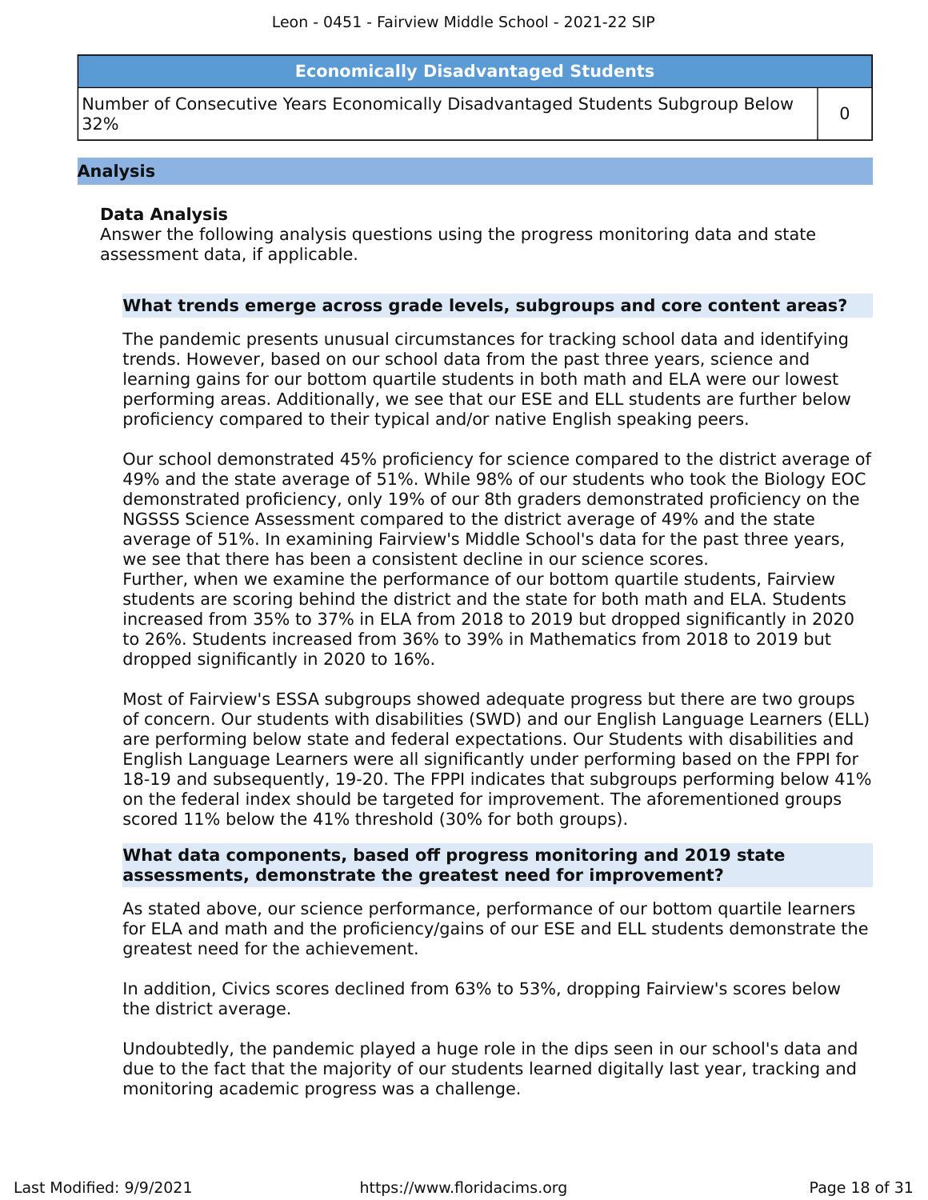| Economically Disadvantaged Students | |
|---|---|
| Number of Consecutive Years Economically Disadvantaged Students Subgroup Below 32% | 0 |

## Analysis

### Data Analysis

Answer the following analysis questions using the progress monitoring data and state assessment data, if applicable.

#### What trends emerge across grade levels, subgroups and core content areas?

The pandemic presents unusual circumstances for tracking school data and identifying trends. However, based on our school data from the past three years, science and learning gains for our bottom quartile students in both math and ELA were our lowest performing areas. Additionally, we see that our ESE and ELL students are further below proficiency compared to their typical and/or native English speaking peers.

Our school demonstrated 45% proficiency for science compared to the district average of 49% and the state average of 51%. While 98% of our students who took the Biology EOC demonstrated proficiency, only 19% of our 8th graders demonstrated proficiency on the NGSSS Science Assessment compared to the district average of 49% and the state average of 51%. In examining Fairview's Middle School's data for the past three years, we see that there has been a consistent decline in our science scores.
Further, when we examine the performance of our bottom quartile students, Fairview students are scoring behind the district and the state for both math and ELA. Students increased from 35% to 37% in ELA from 2018 to 2019 but dropped significantly in 2020 to 26%. Students increased from 36% to 39% in Mathematics from 2018 to 2019 but dropped significantly in 2020 to 16%.

Most of Fairview's ESSA subgroups showed adequate progress but there are two groups of concern. Our students with disabilities (SWD) and our English Language Learners (ELL) are performing below state and federal expectations. Our Students with disabilities and English Language Learners were all significantly under performing based on the FPPI for 18-19 and subsequently, 19-20. The FPPI indicates that subgroups performing below 41% on the federal index should be targeted for improvement. The aforementioned groups scored 11% below the 41% threshold (30% for both groups).

#### What data components, based off progress monitoring and 2019 state assessments, demonstrate the greatest need for improvement?

As stated above, our science performance, performance of our bottom quartile learners for ELA and math and the proficiency/gains of our ESE and ELL students demonstrate the greatest need for the achievement.

In addition, Civics scores declined from 63% to 53%, dropping Fairview's scores below the district average.

Undoubtedly, the pandemic played a huge role in the dips seen in our school's data and due to the fact that the majority of our students learned digitally last year, tracking and monitoring academic progress was a challenge.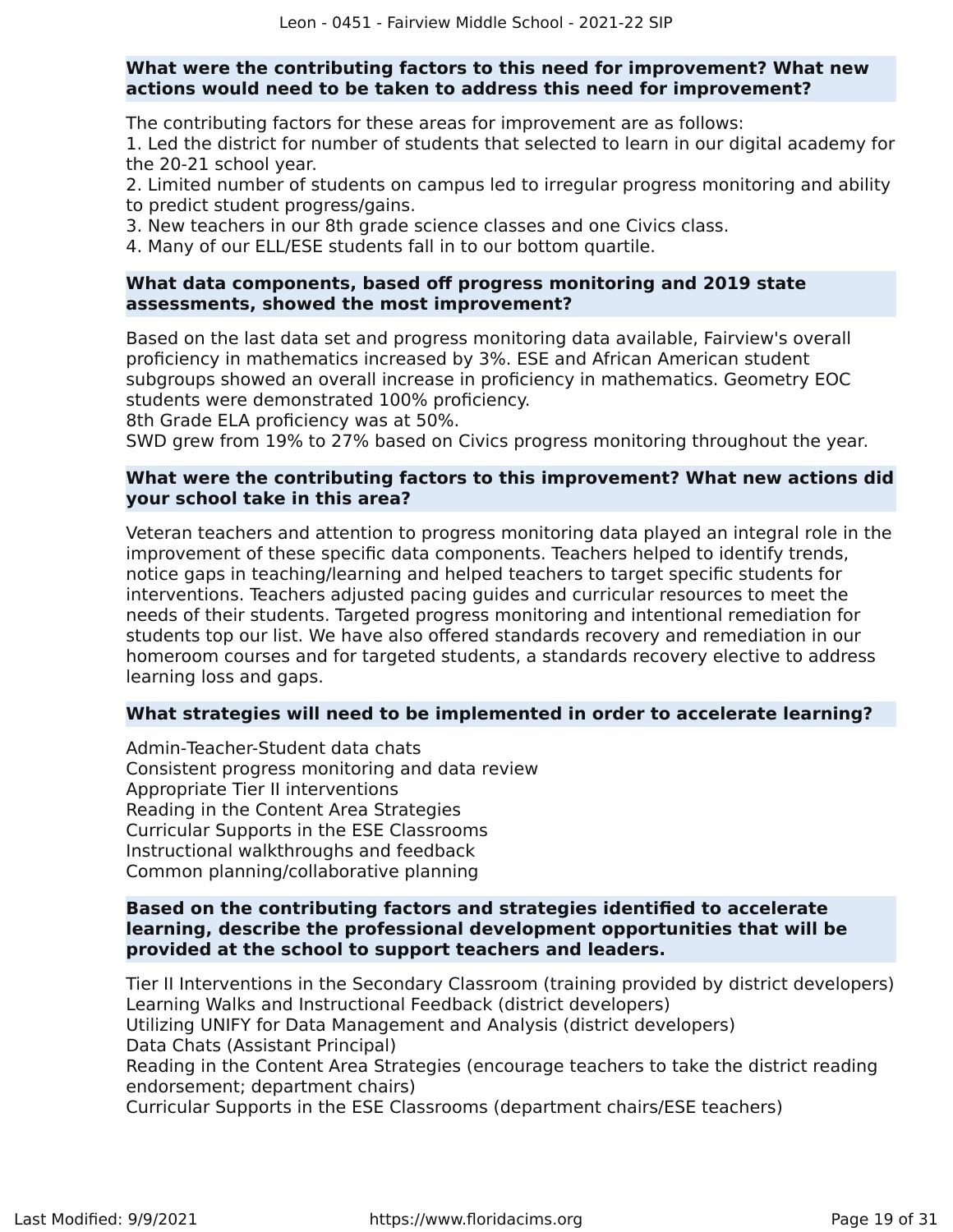**What were the contributing factors to this need for improvement? What new actions would need to be taken to address this need for improvement?**

The contributing factors for these areas for improvement are as follows:

1. Led the district for number of students that selected to learn in our digital academy for the 20-21 school year.
2. Limited number of students on campus led to irregular progress monitoring and ability to predict student progress/gains.
3. New teachers in our 8th grade science classes and one Civics class.
4. Many of our ELL/ESE students fall in to our bottom quartile.

**What data components, based off progress monitoring and 2019 state assessments, showed the most improvement?**

Based on the last data set and progress monitoring data available, Fairview's overall proficiency in mathematics increased by 3%. ESE and African American student subgroups showed an overall increase in proficiency in mathematics. Geometry EOC students were demonstrated 100% proficiency.
8th Grade ELA proficiency was at 50%.
SWD grew from 19% to 27% based on Civics progress monitoring throughout the year.

**What were the contributing factors to this improvement? What new actions did your school take in this area?**

Veteran teachers and attention to progress monitoring data played an integral role in the improvement of these specific data components. Teachers helped to identify trends, notice gaps in teaching/learning and helped teachers to target specific students for interventions. Teachers adjusted pacing guides and curricular resources to meet the needs of their students. Targeted progress monitoring and intentional remediation for students top our list. We have also offered standards recovery and remediation in our homeroom courses and for targeted students, a standards recovery elective to address learning loss and gaps.

**What strategies will need to be implemented in order to accelerate learning?**

Admin-Teacher-Student data chats
Consistent progress monitoring and data review
Appropriate Tier II interventions
Reading in the Content Area Strategies
Curricular Supports in the ESE Classrooms
Instructional walkthroughs and feedback
Common planning/collaborative planning

**Based on the contributing factors and strategies identified to accelerate learning, describe the professional development opportunities that will be provided at the school to support teachers and leaders.**

Tier II Interventions in the Secondary Classroom (training provided by district developers)
Learning Walks and Instructional Feedback (district developers)
Utilizing UNIFY for Data Management and Analysis (district developers)
Data Chats (Assistant Principal)
Reading in the Content Area Strategies (encourage teachers to take the district reading endorsement; department chairs)
Curricular Supports in the ESE Classrooms (department chairs/ESE teachers)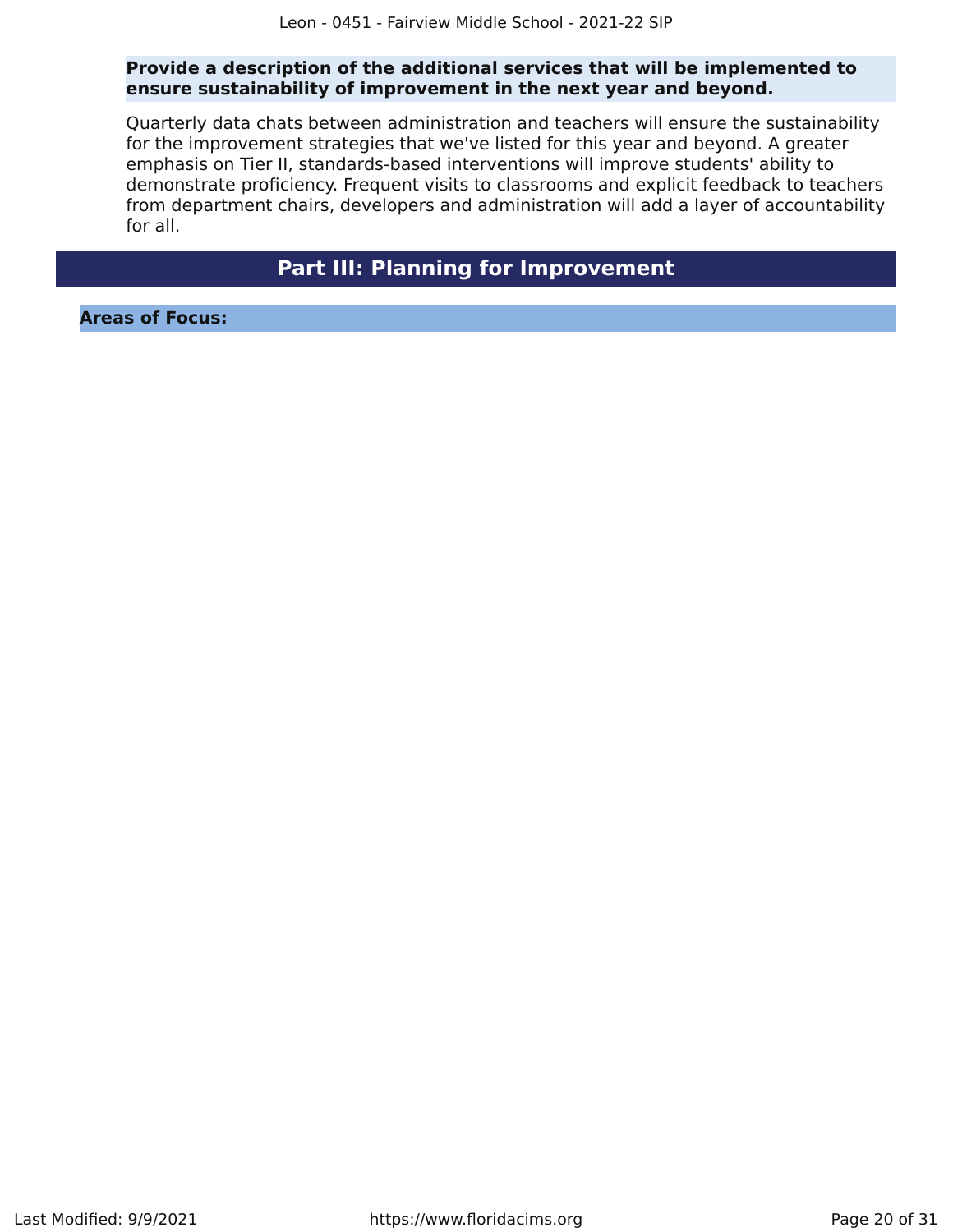**Provide a description of the additional services that will be implemented to ensure sustainability of improvement in the next year and beyond.**

Quarterly data chats between administration and teachers will ensure the sustainability for the improvement strategies that we've listed for this year and beyond. A greater emphasis on Tier II, standards-based interventions will improve students' ability to demonstrate proficiency. Frequent visits to classrooms and explicit feedback to teachers from department chairs, developers and administration will add a layer of accountability for all.

## Part III: Planning for Improvement

### Areas of Focus: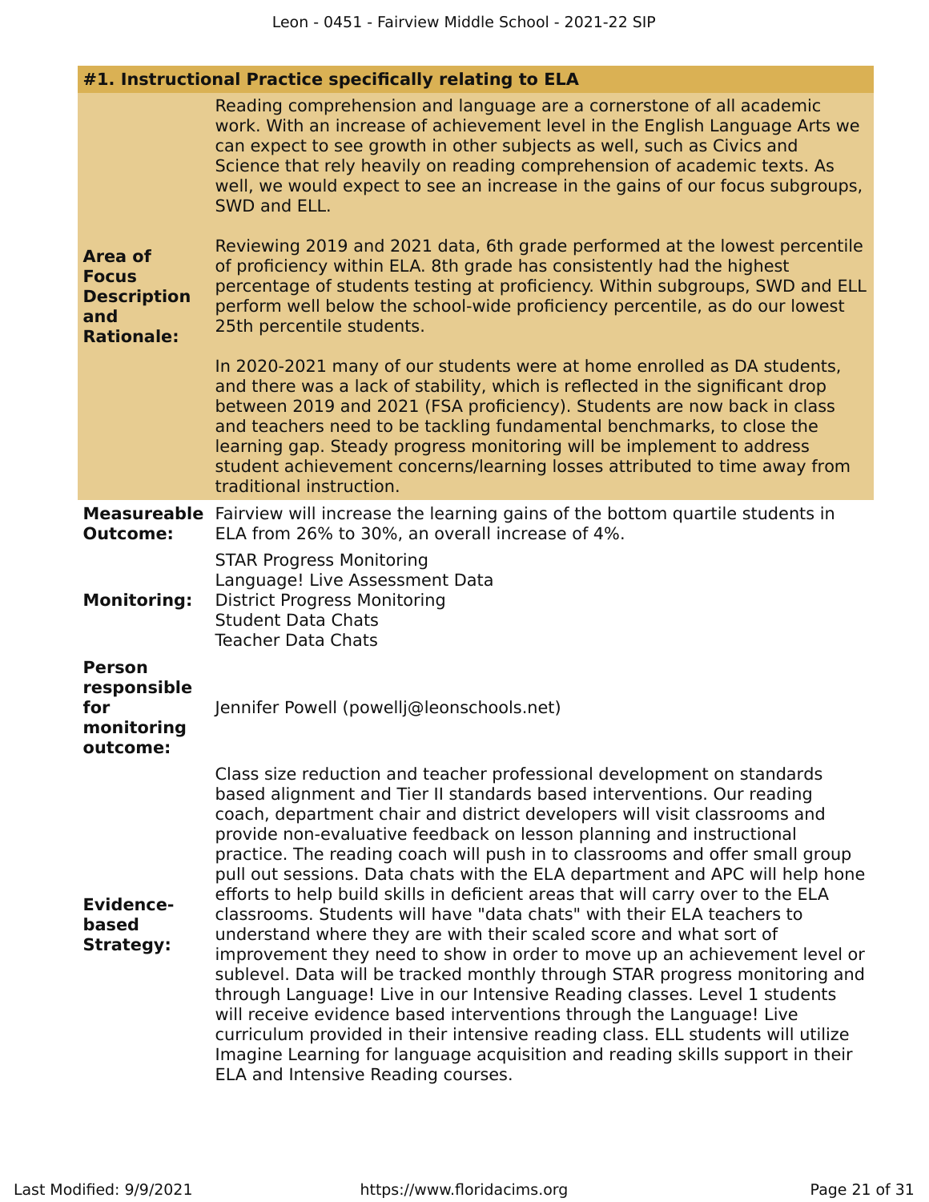## #1. Instructional Practice specifically relating to ELA

**Area of Focus Description and Rationale:**

Reading comprehension and language are a cornerstone of all academic work. With an increase of achievement level in the English Language Arts we can expect to see growth in other subjects as well, such as Civics and Science that rely heavily on reading comprehension of academic texts. As well, we would expect to see an increase in the gains of our focus subgroups, SWD and ELL.

Reviewing 2019 and 2021 data, 6th grade performed at the lowest percentile of proficiency within ELA. 8th grade has consistently had the highest percentage of students testing at proficiency. Within subgroups, SWD and ELL perform well below the school-wide proficiency percentile, as do our lowest 25th percentile students.

In 2020-2021 many of our students were at home enrolled as DA students, and there was a lack of stability, which is reflected in the significant drop between 2019 and 2021 (FSA proficiency). Students are now back in class and teachers need to be tackling fundamental benchmarks, to close the learning gap. Steady progress monitoring will be implement to address student achievement concerns/learning losses attributed to time away from traditional instruction.

**Measureable Outcome:**

Fairview will increase the learning gains of the bottom quartile students in ELA from 26% to 30%, an overall increase of 4%.

**Monitoring:**

STAR Progress Monitoring
Language! Live Assessment Data
District Progress Monitoring
Student Data Chats
Teacher Data Chats

**Person responsible for monitoring outcome:**

Jennifer Powell (powellj@leonschools.net)

**Evidence-based Strategy:**

Class size reduction and teacher professional development on standards based alignment and Tier II standards based interventions. Our reading coach, department chair and district developers will visit classrooms and provide non-evaluative feedback on lesson planning and instructional practice. The reading coach will push in to classrooms and offer small group pull out sessions. Data chats with the ELA department and APC will help hone efforts to help build skills in deficient areas that will carry over to the ELA classrooms. Students will have "data chats" with their ELA teachers to understand where they are with their scaled score and what sort of improvement they need to show in order to move up an achievement level or sublevel. Data will be tracked monthly through STAR progress monitoring and through Language! Live in our Intensive Reading classes. Level 1 students will receive evidence based interventions through the Language! Live curriculum provided in their intensive reading class. ELL students will utilize Imagine Learning for language acquisition and reading skills support in their ELA and Intensive Reading courses.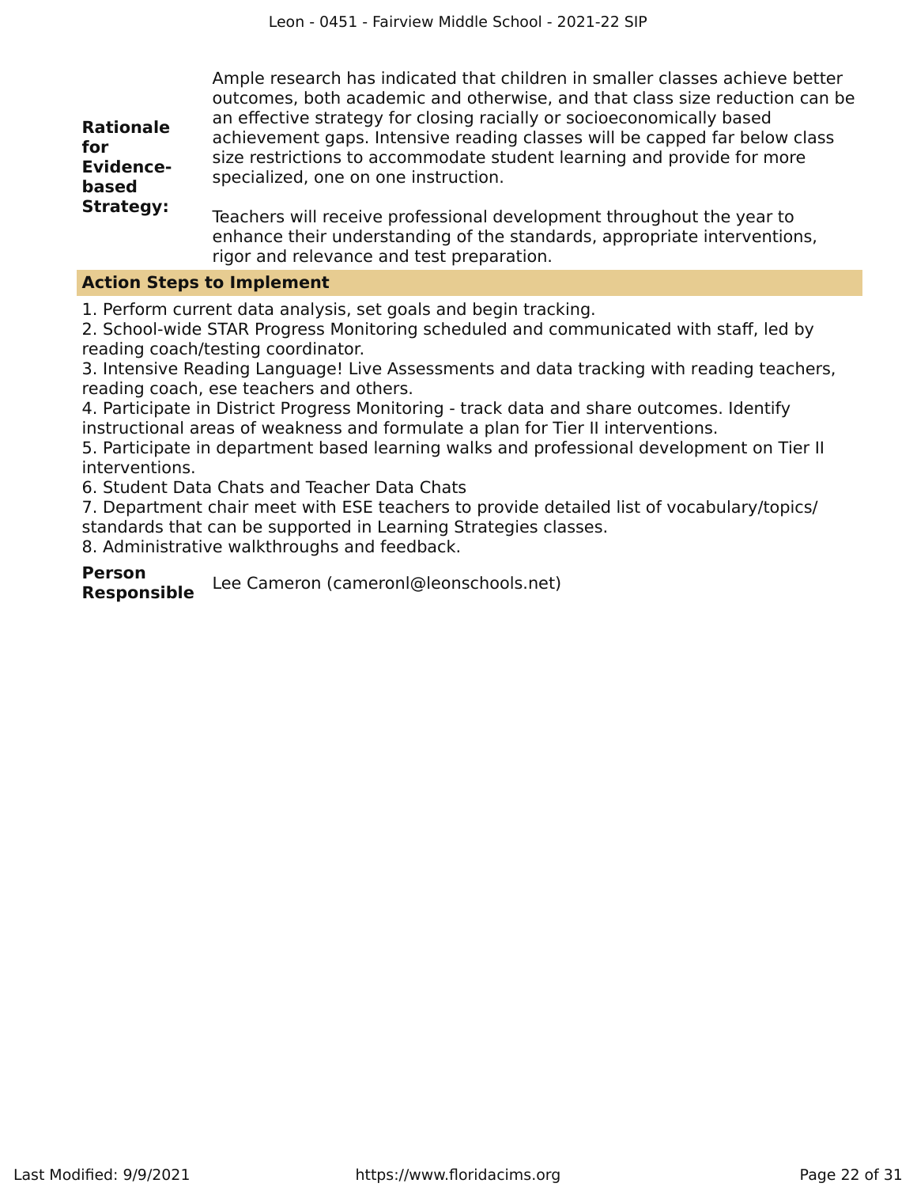**Rationale for Evidence-based Strategy:**

Ample research has indicated that children in smaller classes achieve better outcomes, both academic and otherwise, and that class size reduction can be an effective strategy for closing racially or socioeconomically based achievement gaps. Intensive reading classes will be capped far below class size restrictions to accommodate student learning and provide for more specialized, one on one instruction.

Teachers will receive professional development throughout the year to enhance their understanding of the standards, appropriate interventions, rigor and relevance and test preparation.

### Action Steps to Implement

1. Perform current data analysis, set goals and begin tracking.
2. School-wide STAR Progress Monitoring scheduled and communicated with staff, led by reading coach/testing coordinator.
3. Intensive Reading Language! Live Assessments and data tracking with reading teachers, reading coach, ese teachers and others.
4. Participate in District Progress Monitoring - track data and share outcomes. Identify instructional areas of weakness and formulate a plan for Tier II interventions.
5. Participate in department based learning walks and professional development on Tier II interventions.
6. Student Data Chats and Teacher Data Chats
7. Department chair meet with ESE teachers to provide detailed list of vocabulary/topics/ standards that can be supported in Learning Strategies classes.
8. Administrative walkthroughs and feedback.

**Person Responsible** Lee Cameron (cameronl@leonschools.net)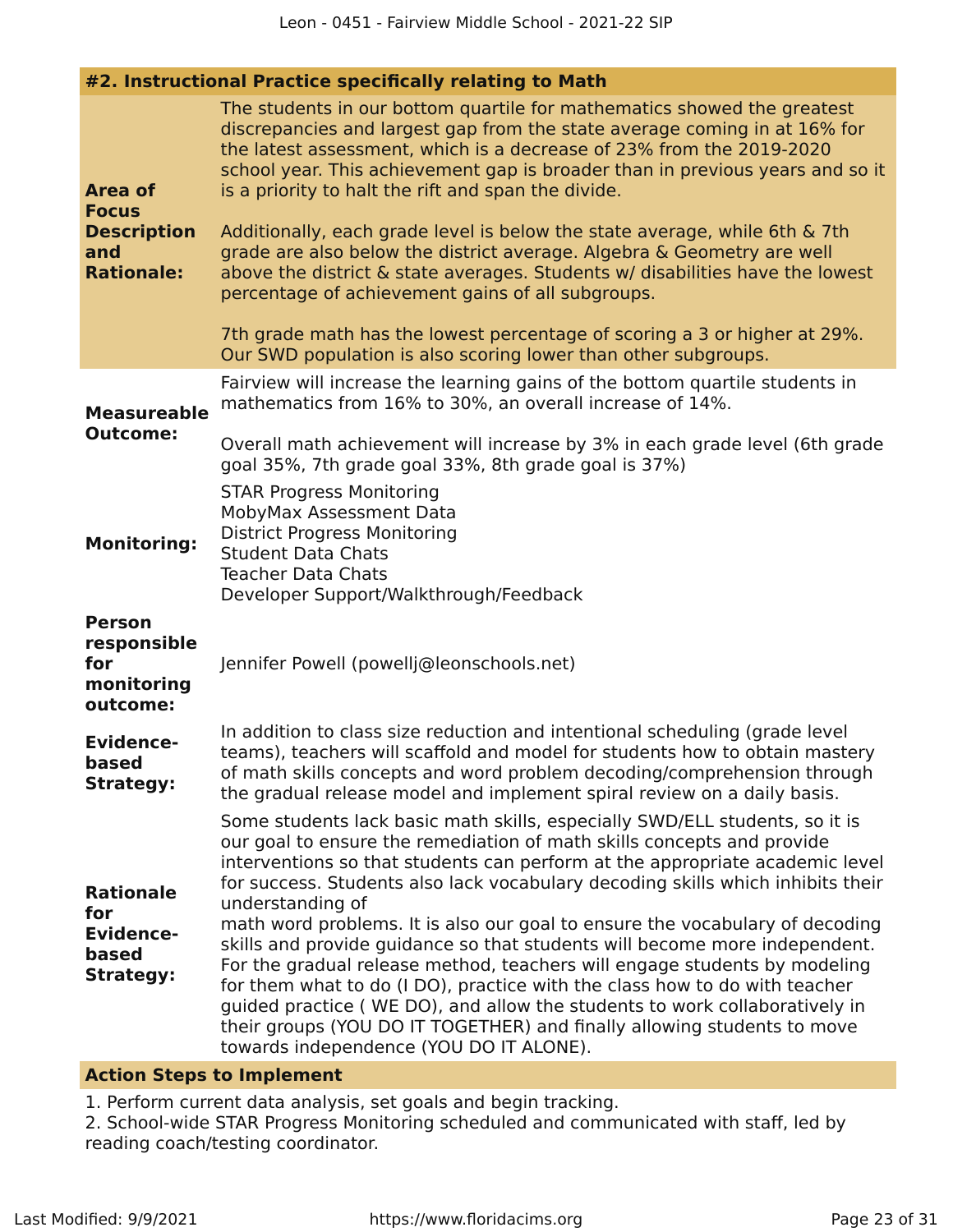## #2. Instructional Practice specifically relating to Math

| | |
|---|---|
| **Area of Focus Description and Rationale:** | The students in our bottom quartile for mathematics showed the greatest discrepancies and largest gap from the state average coming in at 16% for the latest assessment, which is a decrease of 23% from the 2019-2020 school year. This achievement gap is broader than in previous years and so it is a priority to halt the rift and span the divide.<br><br>Additionally, each grade level is below the state average, while 6th & 7th grade are also below the district average. Algebra & Geometry are well above the district & state averages. Students w/ disabilities have the lowest percentage of achievement gains of all subgroups.<br><br>7th grade math has the lowest percentage of scoring a 3 or higher at 29%. Our SWD population is also scoring lower than other subgroups. |
| **Measureable Outcome:** | Fairview will increase the learning gains of the bottom quartile students in mathematics from 16% to 30%, an overall increase of 14%.<br><br>Overall math achievement will increase by 3% in each grade level (6th grade goal 35%, 7th grade goal 33%, 8th grade goal is 37%) |
| **Monitoring:** | STAR Progress Monitoring<br>MobyMax Assessment Data<br>District Progress Monitoring<br>Student Data Chats<br>Teacher Data Chats<br>Developer Support/Walkthrough/Feedback |
| **Person responsible for monitoring outcome:** | Jennifer Powell (powellj@leonschools.net) |
| **Evidence-based Strategy:** | In addition to class size reduction and intentional scheduling (grade level teams), teachers will scaffold and model for students how to obtain mastery of math skills concepts and word problem decoding/comprehension through the gradual release model and implement spiral review on a daily basis. |
| **Rationale for Evidence-based Strategy:** | Some students lack basic math skills, especially SWD/ELL students, so it is our goal to ensure the remediation of math skills concepts and provide interventions so that students can perform at the appropriate academic level for success. Students also lack vocabulary decoding skills which inhibits their understanding of<br>math word problems. It is also our goal to ensure the vocabulary of decoding skills and provide guidance so that students will become more independent. For the gradual release method, teachers will engage students by modeling for them what to do (I DO), practice with the class how to do with teacher guided practice ( WE DO), and allow the students to work collaboratively in their groups (YOU DO IT TOGETHER) and finally allowing students to move towards independence (YOU DO IT ALONE). |

### Action Steps to Implement

1. Perform current data analysis, set goals and begin tracking.
2. School-wide STAR Progress Monitoring scheduled and communicated with staff, led by reading coach/testing coordinator.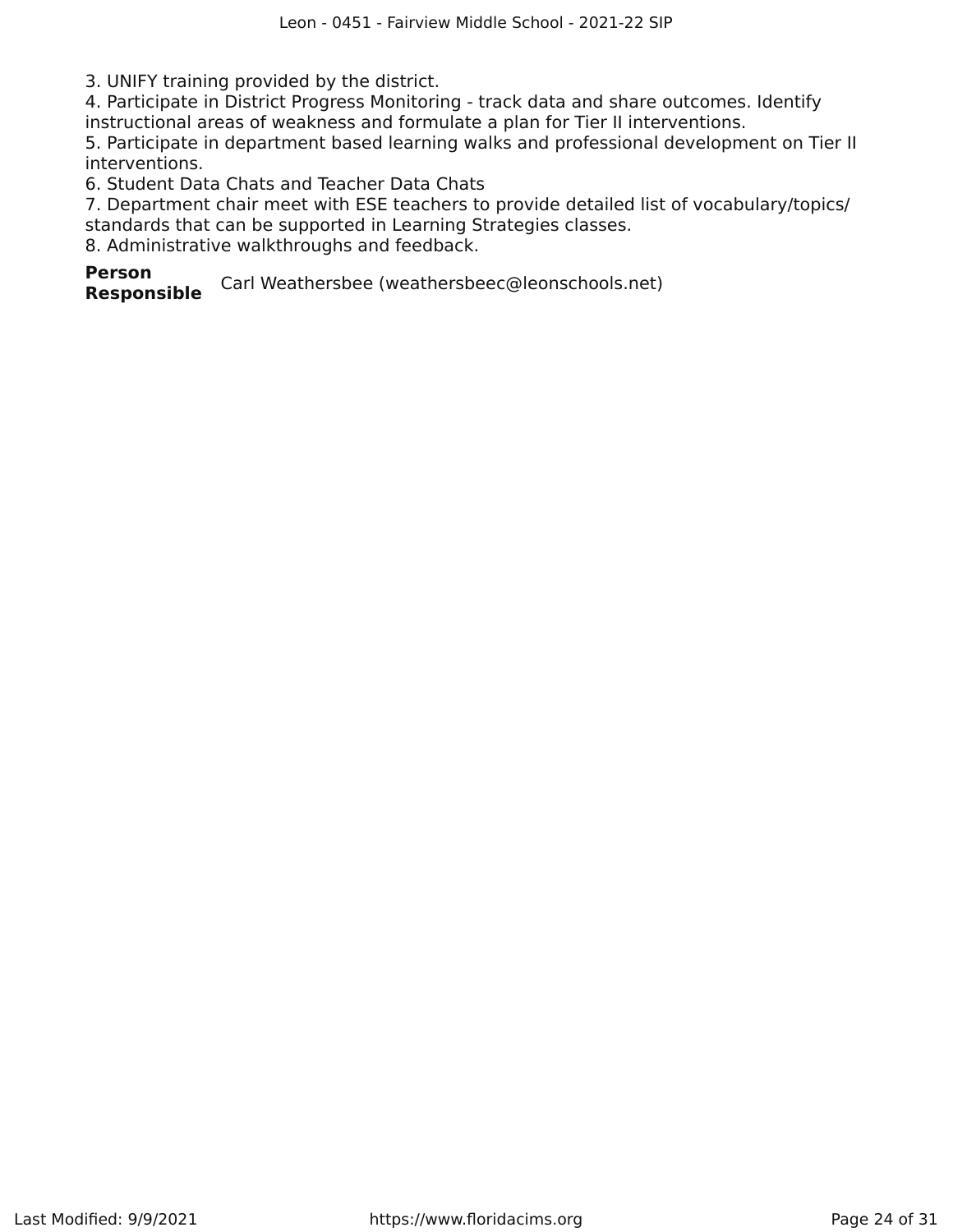3. UNIFY training provided by the district.
4. Participate in District Progress Monitoring - track data and share outcomes. Identify instructional areas of weakness and formulate a plan for Tier II interventions.
5. Participate in department based learning walks and professional development on Tier II interventions.
6. Student Data Chats and Teacher Data Chats
7. Department chair meet with ESE teachers to provide detailed list of vocabulary/topics/standards that can be supported in Learning Strategies classes.
8. Administrative walkthroughs and feedback.

**Person Responsible** Carl Weathersbee (weathersbeec@leonschools.net)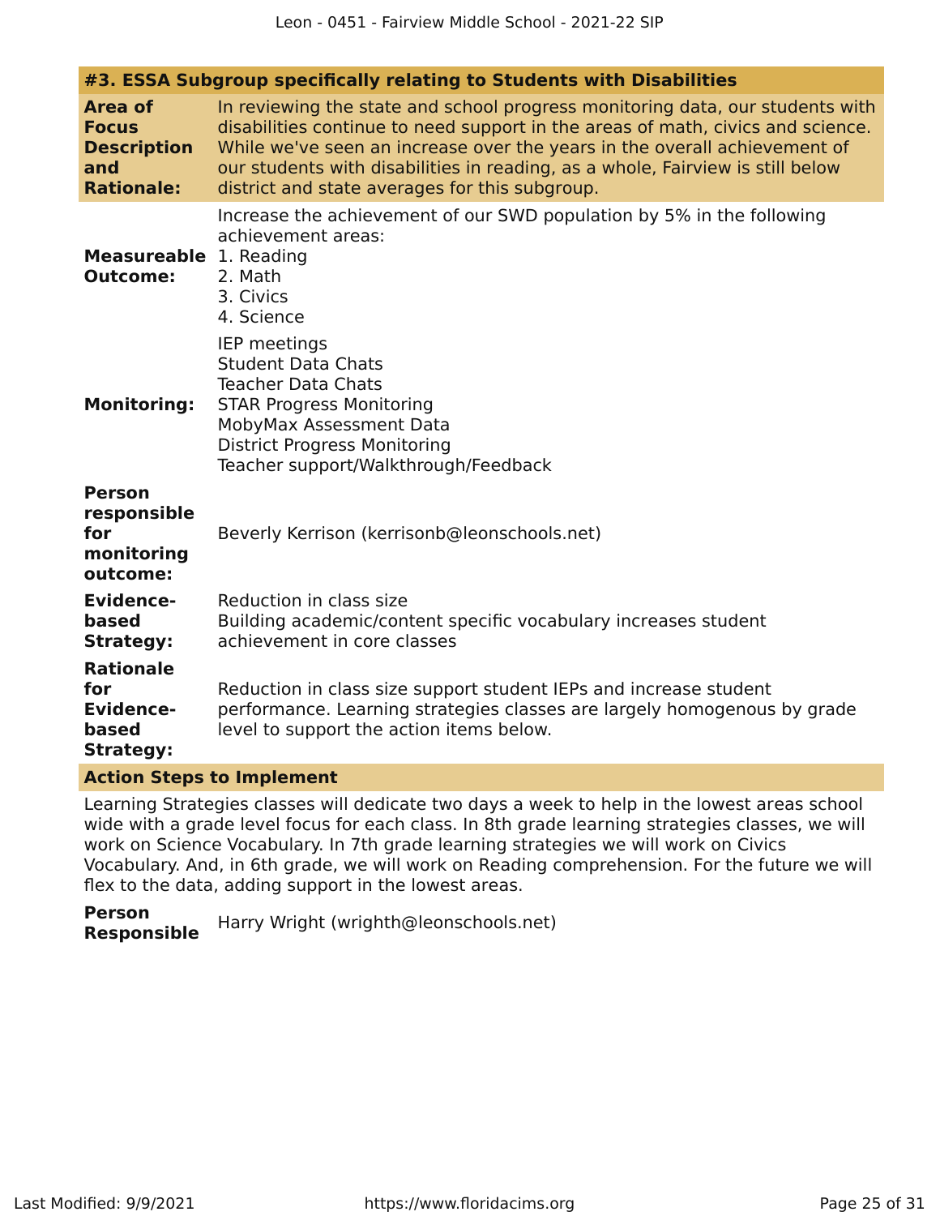### #3. ESSA Subgroup specifically relating to Students with Disabilities

**Area of Focus Description and Rationale:** In reviewing the state and school progress monitoring data, our students with disabilities continue to need support in the areas of math, civics and science. While we've seen an increase over the years in the overall achievement of our students with disabilities in reading, as a whole, Fairview is still below district and state averages for this subgroup.

**Measureable Outcome:** Increase the achievement of our SWD population by 5% in the following achievement areas:
1. Reading
2. Math
3. Civics
4. Science

**Monitoring:**
IEP meetings
Student Data Chats
Teacher Data Chats
STAR Progress Monitoring
MobyMax Assessment Data
District Progress Monitoring
Teacher support/Walkthrough/Feedback

**Person responsible for monitoring outcome:** Beverly Kerrison (kerrisonb@leonschools.net)

**Evidence-based Strategy:**
Reduction in class size
Building academic/content specific vocabulary increases student achievement in core classes

**Rationale for Evidence-based Strategy:** Reduction in class size support student IEPs and increase student performance. Learning strategies classes are largely homogenous by grade level to support the action items below.

#### Action Steps to Implement

Learning Strategies classes will dedicate two days a week to help in the lowest areas school wide with a grade level focus for each class. In 8th grade learning strategies classes, we will work on Science Vocabulary. In 7th grade learning strategies we will work on Civics Vocabulary. And, in 6th grade, we will work on Reading comprehension. For the future we will flex to the data, adding support in the lowest areas.

**Person Responsible** Harry Wright (wrighth@leonschools.net)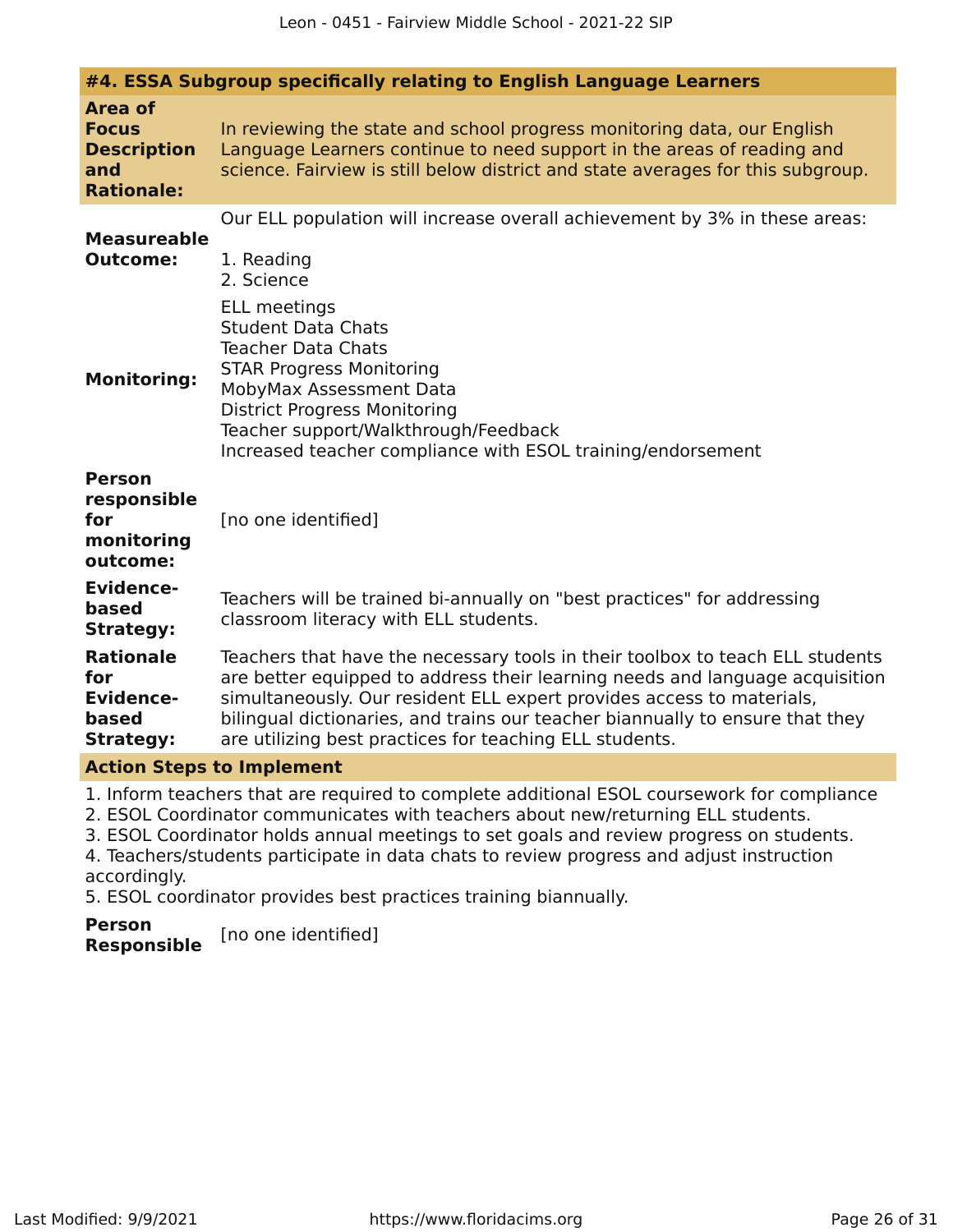### #4. ESSA Subgroup specifically relating to English Language Learners

| | |
|---|---|
| **Area of Focus Description and Rationale:** | In reviewing the state and school progress monitoring data, our English Language Learners continue to need support in the areas of reading and science. Fairview is still below district and state averages for this subgroup. |
| **Measureable Outcome:** | Our ELL population will increase overall achievement by 3% in these areas:<br><br>1. Reading<br>2. Science |
| **Monitoring:** | ELL meetings<br>Student Data Chats<br>Teacher Data Chats<br>STAR Progress Monitoring<br>MobyMax Assessment Data<br>District Progress Monitoring<br>Teacher support/Walkthrough/Feedback<br>Increased teacher compliance with ESOL training/endorsement |
| **Person responsible for monitoring outcome:** | [no one identified] |
| **Evidence-based Strategy:** | Teachers will be trained bi-annually on "best practices" for addressing classroom literacy with ELL students. |
| **Rationale for Evidence-based Strategy:** | Teachers that have the necessary tools in their toolbox to teach ELL students are better equipped to address their learning needs and language acquisition simultaneously. Our resident ELL expert provides access to materials, bilingual dictionaries, and trains our teacher biannually to ensure that they are utilizing best practices for teaching ELL students. |

**Action Steps to Implement**

1. Inform teachers that are required to complete additional ESOL coursework for compliance
2. ESOL Coordinator communicates with teachers about new/returning ELL students.
3. ESOL Coordinator holds annual meetings to set goals and review progress on students.
4. Teachers/students participate in data chats to review progress and adjust instruction accordingly.
5. ESOL coordinator provides best practices training biannually.

**Person Responsible** [no one identified]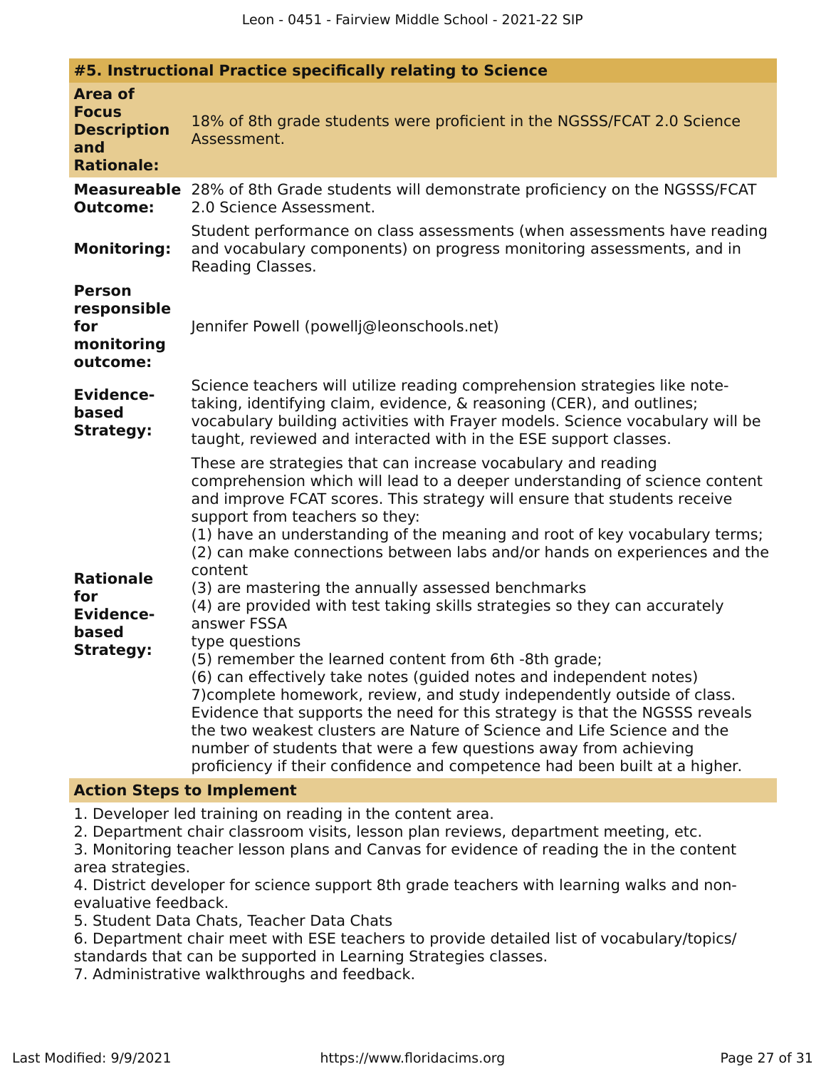### #5. Instructional Practice specifically relating to Science

| | |
|---|---|
| **Area of Focus Description and Rationale:** | 18% of 8th grade students were proficient in the NGSSS/FCAT 2.0 Science Assessment. |
| **Measureable Outcome:** | 28% of 8th Grade students will demonstrate proficiency on the NGSSS/FCAT 2.0 Science Assessment. |
| **Monitoring:** | Student performance on class assessments (when assessments have reading and vocabulary components) on progress monitoring assessments, and in Reading Classes. |
| **Person responsible for monitoring outcome:** | Jennifer Powell (powellj@leonschools.net) |
| **Evidence-based Strategy:** | Science teachers will utilize reading comprehension strategies like note-taking, identifying claim, evidence, & reasoning (CER), and outlines; vocabulary building activities with Frayer models. Science vocabulary will be taught, reviewed and interacted with in the ESE support classes. |
| **Rationale for Evidence-based Strategy:** | These are strategies that can increase vocabulary and reading comprehension which will lead to a deeper understanding of science content and improve FCAT scores. This strategy will ensure that students receive support from teachers so they:<br>(1) have an understanding of the meaning and root of key vocabulary terms;<br>(2) can make connections between labs and/or hands on experiences and the content<br>(3) are mastering the annually assessed benchmarks<br>(4) are provided with test taking skills strategies so they can accurately answer FSSA<br>type questions<br>(5) remember the learned content from 6th -8th grade;<br>(6) can effectively take notes (guided notes and independent notes)<br>7)complete homework, review, and study independently outside of class.<br>Evidence that supports the need for this strategy is that the NGSSS reveals the two weakest clusters are Nature of Science and Life Science and the number of students that were a few questions away from achieving proficiency if their confidence and competence had been built at a higher. |

**Action Steps to Implement**

1. Developer led training on reading in the content area.
2. Department chair classroom visits, lesson plan reviews, department meeting, etc.
3. Monitoring teacher lesson plans and Canvas for evidence of reading the in the content area strategies.
4. District developer for science support 8th grade teachers with learning walks and non-evaluative feedback.
5. Student Data Chats, Teacher Data Chats
6. Department chair meet with ESE teachers to provide detailed list of vocabulary/topics/ standards that can be supported in Learning Strategies classes.
7. Administrative walkthroughs and feedback.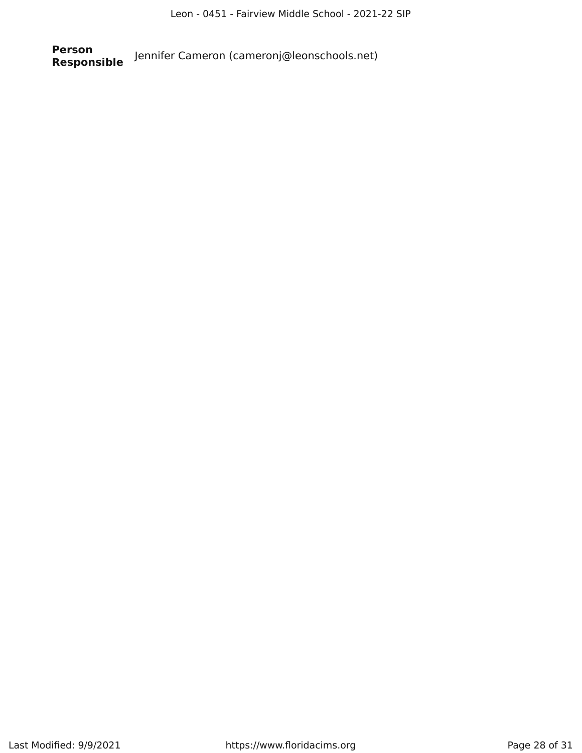**Person Responsible** Jennifer Cameron (cameronj@leonschools.net)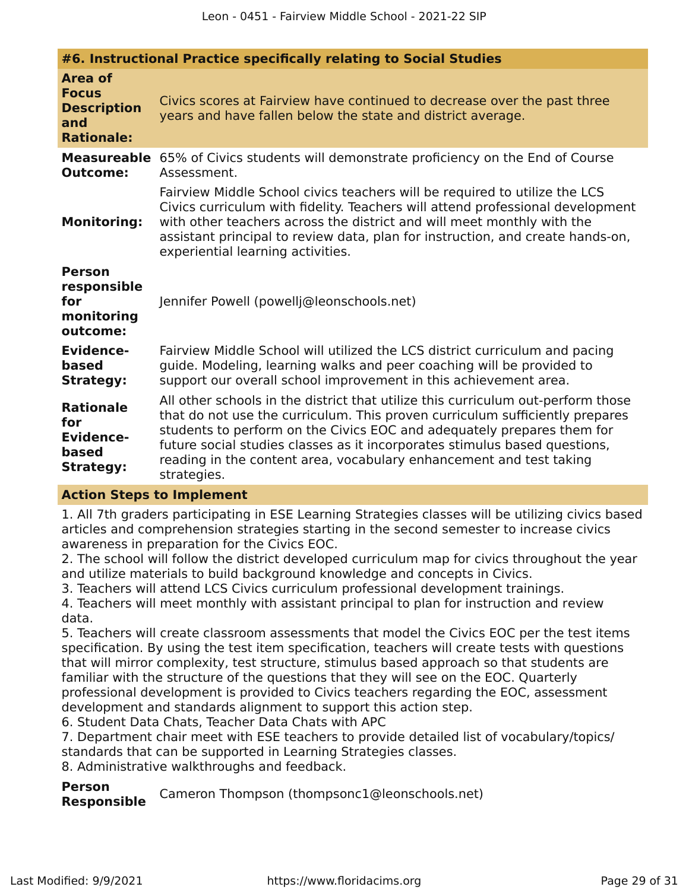#### #6. Instructional Practice specifically relating to Social Studies

| | |
|---|---|
| **Area of Focus Description and Rationale:** | Civics scores at Fairview have continued to decrease over the past three years and have fallen below the state and district average. |
| **Measureable Outcome:** | 65% of Civics students will demonstrate proficiency on the End of Course Assessment. |
| **Monitoring:** | Fairview Middle School civics teachers will be required to utilize the LCS Civics curriculum with fidelity. Teachers will attend professional development with other teachers across the district and will meet monthly with the assistant principal to review data, plan for instruction, and create hands-on, experiential learning activities. |
| **Person responsible for monitoring outcome:** | Jennifer Powell (powellj@leonschools.net) |
| **Evidence-based Strategy:** | Fairview Middle School will utilized the LCS district curriculum and pacing guide. Modeling, learning walks and peer coaching will be provided to support our overall school improvement in this achievement area. |
| **Rationale for Evidence-based Strategy:** | All other schools in the district that utilize this curriculum out-perform those that do not use the curriculum. This proven curriculum sufficiently prepares students to perform on the Civics EOC and adequately prepares them for future social studies classes as it incorporates stimulus based questions, reading in the content area, vocabulary enhancement and test taking strategies. |

**Action Steps to Implement**

1. All 7th graders participating in ESE Learning Strategies classes will be utilizing civics based articles and comprehension strategies starting in the second semester to increase civics awareness in preparation for the Civics EOC.
2. The school will follow the district developed curriculum map for civics throughout the year and utilize materials to build background knowledge and concepts in Civics.
3. Teachers will attend LCS Civics curriculum professional development trainings.
4. Teachers will meet monthly with assistant principal to plan for instruction and review data.
5. Teachers will create classroom assessments that model the Civics EOC per the test items specification. By using the test item specification, teachers will create tests with questions that will mirror complexity, test structure, stimulus based approach so that students are familiar with the structure of the questions that they will see on the EOC. Quarterly professional development is provided to Civics teachers regarding the EOC, assessment development and standards alignment to support this action step.
6. Student Data Chats, Teacher Data Chats with APC
7. Department chair meet with ESE teachers to provide detailed list of vocabulary/topics/ standards that can be supported in Learning Strategies classes.
8. Administrative walkthroughs and feedback.

**Person Responsible** Cameron Thompson (thompsonc1@leonschools.net)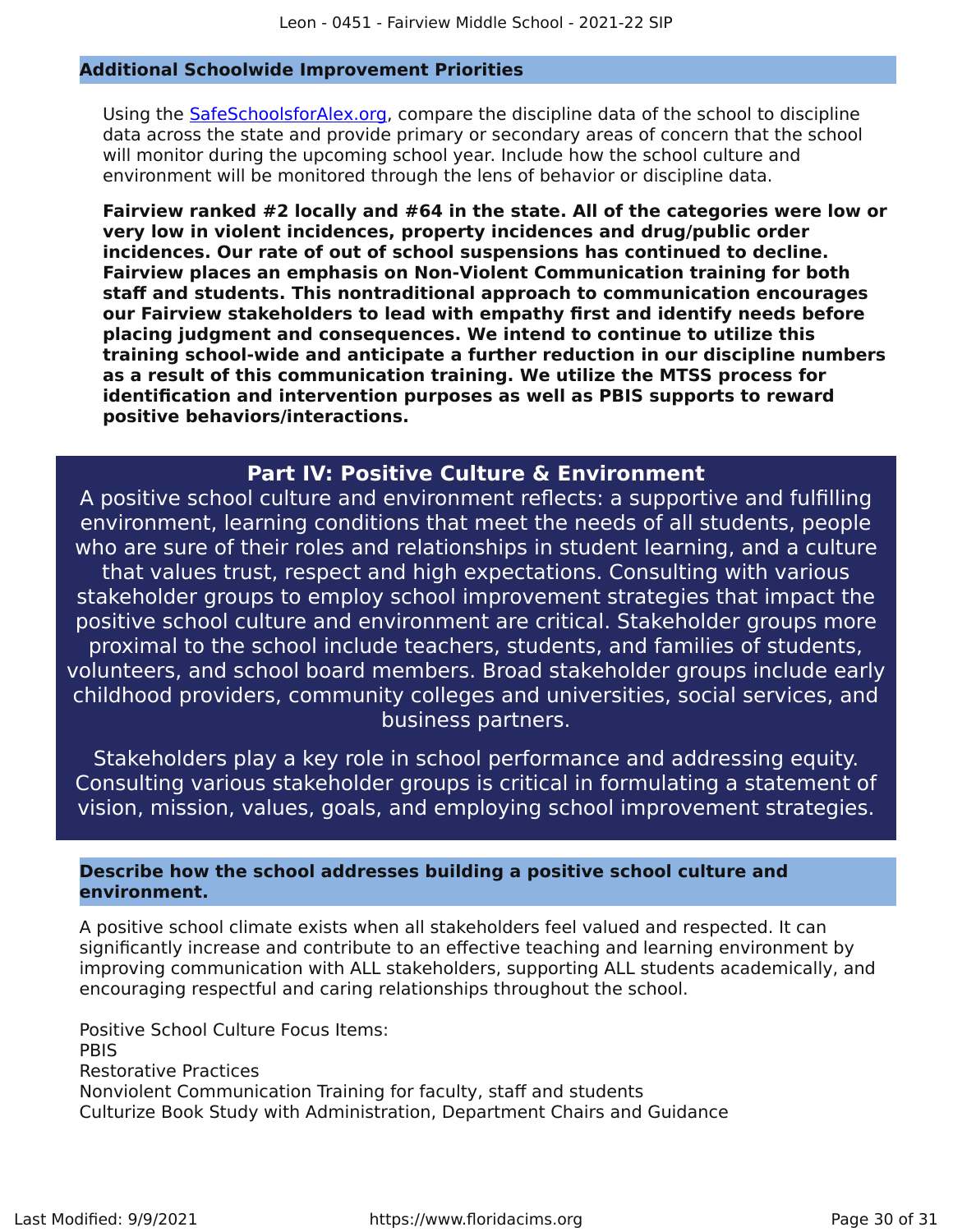### Additional Schoolwide Improvement Priorities

Using the [SafeSchoolsforAlex.org](https://SafeSchoolsforAlex.org), compare the discipline data of the school to discipline data across the state and provide primary or secondary areas of concern that the school will monitor during the upcoming school year. Include how the school culture and environment will be monitored through the lens of behavior or discipline data.

**Fairview ranked #2 locally and #64 in the state. All of the categories were low or very low in violent incidences, property incidences and drug/public order incidences. Our rate of out of school suspensions has continued to decline. Fairview places an emphasis on Non-Violent Communication training for both staff and students. This nontraditional approach to communication encourages our Fairview stakeholders to lead with empathy first and identify needs before placing judgment and consequences. We intend to continue to utilize this training school-wide and anticipate a further reduction in our discipline numbers as a result of this communication training. We utilize the MTSS process for identification and intervention purposes as well as PBIS supports to reward positive behaviors/interactions.**

## Part IV: Positive Culture & Environment

A positive school culture and environment reflects: a supportive and fulfilling environment, learning conditions that meet the needs of all students, people who are sure of their roles and relationships in student learning, and a culture that values trust, respect and high expectations. Consulting with various stakeholder groups to employ school improvement strategies that impact the positive school culture and environment are critical. Stakeholder groups more proximal to the school include teachers, students, and families of students, volunteers, and school board members. Broad stakeholder groups include early childhood providers, community colleges and universities, social services, and business partners.

Stakeholders play a key role in school performance and addressing equity. Consulting various stakeholder groups is critical in formulating a statement of vision, mission, values, goals, and employing school improvement strategies.

### Describe how the school addresses building a positive school culture and environment.

A positive school climate exists when all stakeholders feel valued and respected. It can significantly increase and contribute to an effective teaching and learning environment by improving communication with ALL stakeholders, supporting ALL students academically, and encouraging respectful and caring relationships throughout the school.

Positive School Culture Focus Items:
PBIS
Restorative Practices
Nonviolent Communication Training for faculty, staff and students
Culturize Book Study with Administration, Department Chairs and Guidance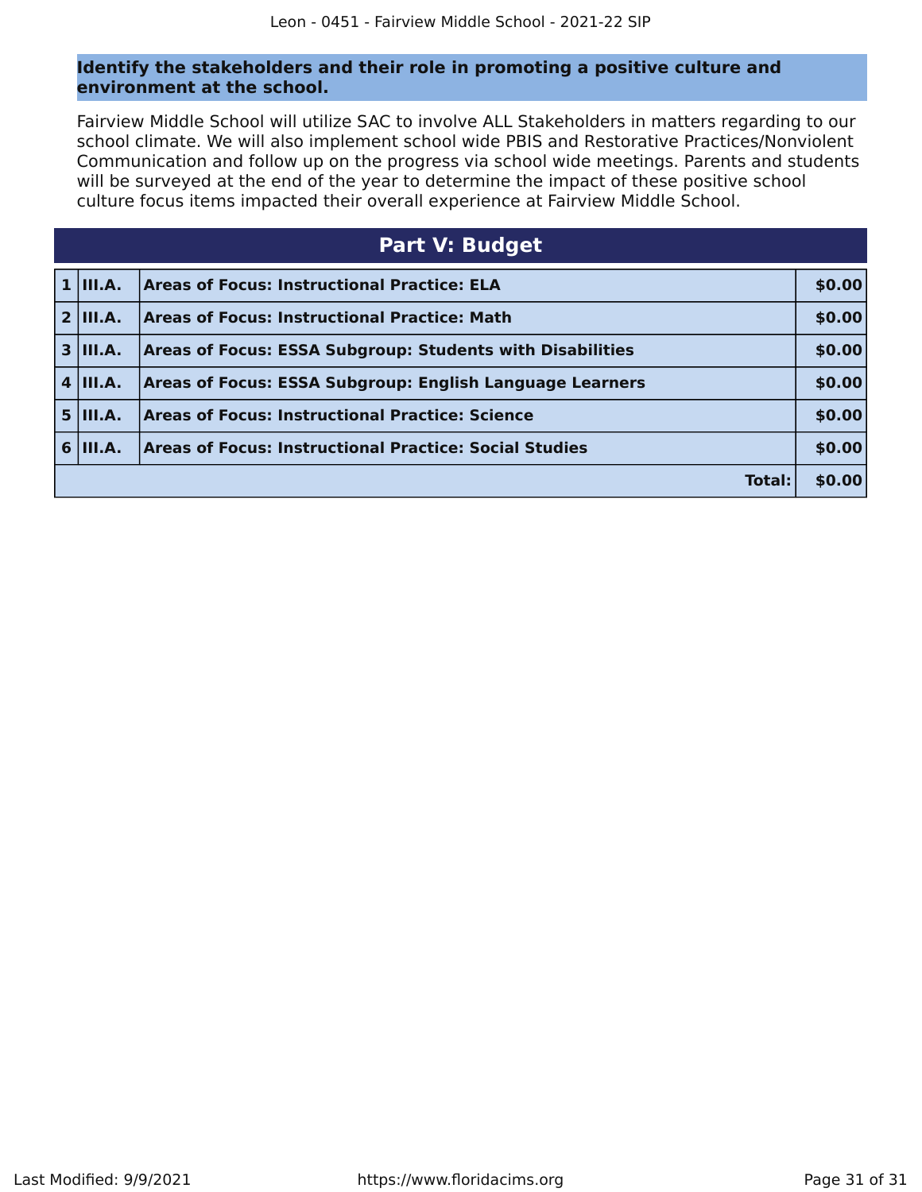### Identify the stakeholders and their role in promoting a positive culture and environment at the school.

Fairview Middle School will utilize SAC to involve ALL Stakeholders in matters regarding to our school climate. We will also implement school wide PBIS and Restorative Practices/Nonviolent Communication and follow up on the progress via school wide meetings. Parents and students will be surveyed at the end of the year to determine the impact of these positive school culture focus items impacted their overall experience at Fairview Middle School.

## Part V: Budget

| | | | |
|---|---|---|---|
| 1 | III.A. | Areas of Focus: Instructional Practice: ELA | $0.00 |
| 2 | III.A. | Areas of Focus: Instructional Practice: Math | $0.00 |
| 3 | III.A. | Areas of Focus: ESSA Subgroup: Students with Disabilities | $0.00 |
| 4 | III.A. | Areas of Focus: ESSA Subgroup: English Language Learners | $0.00 |
| 5 | III.A. | Areas of Focus: Instructional Practice: Science | $0.00 |
| 6 | III.A. | Areas of Focus: Instructional Practice: Social Studies | $0.00 |
| | | **Total:** | **$0.00** |